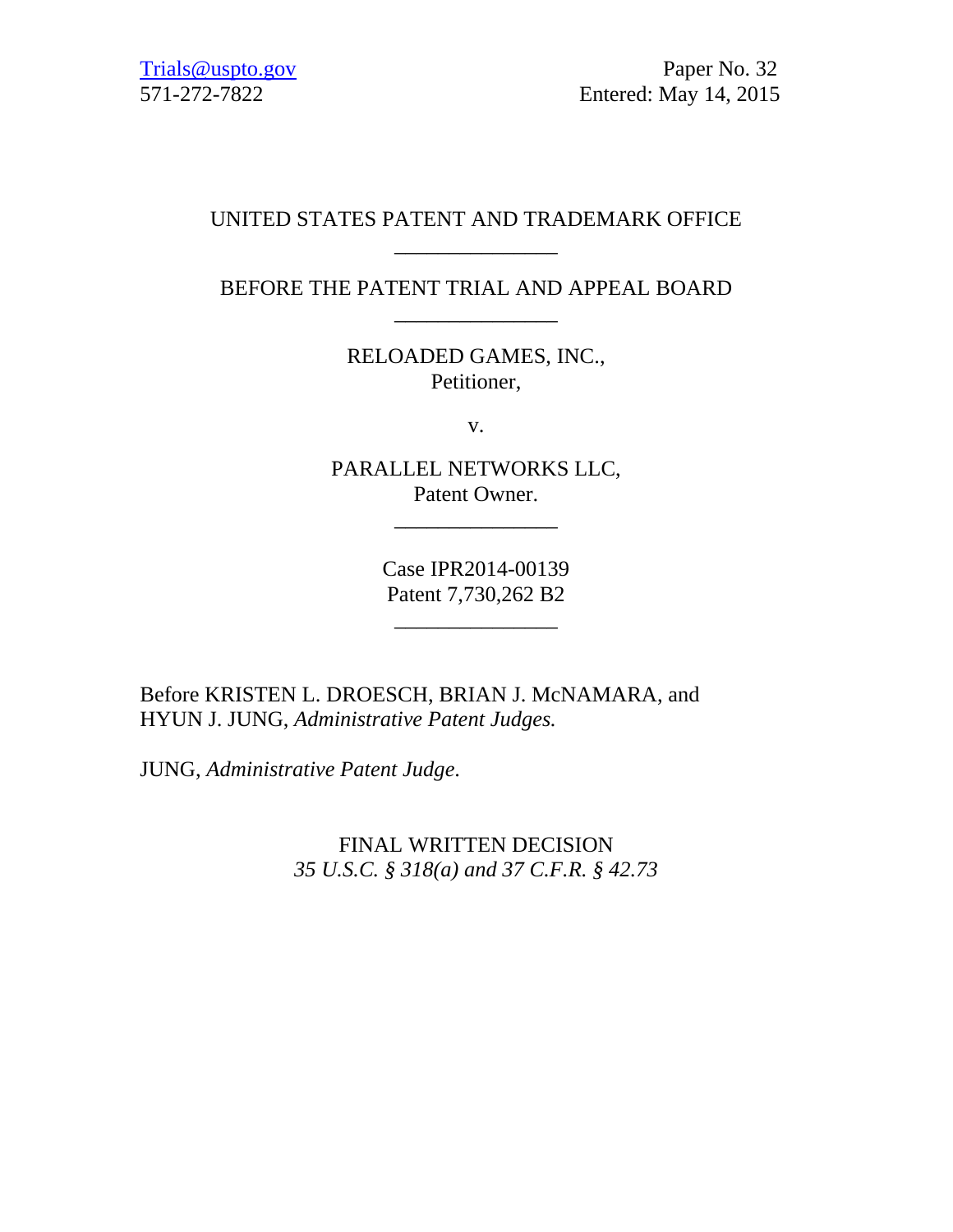Trials@uspto.gov
571-272-7822

Paper No. 32
Entered: May 14, 2015

UNITED STATES PATENT AND TRADEMARK OFFICE

_______________

BEFORE THE PATENT TRIAL AND APPEAL BOARD

_______________

RELOADED GAMES, INC.,
Petitioner,

v.

PARALLEL NETWORKS LLC,
Patent Owner.

_______________

Case IPR2014-00139
Patent 7,730,262 B2

_______________

Before KRISTEN L. DROESCH, BRIAN J. McNAMARA, and HYUN J. JUNG, *Administrative Patent Judges.*

JUNG, *Administrative Patent Judge.*

FINAL WRITTEN DECISION
*35 U.S.C. § 318(a) and 37 C.F.R. § 42.73*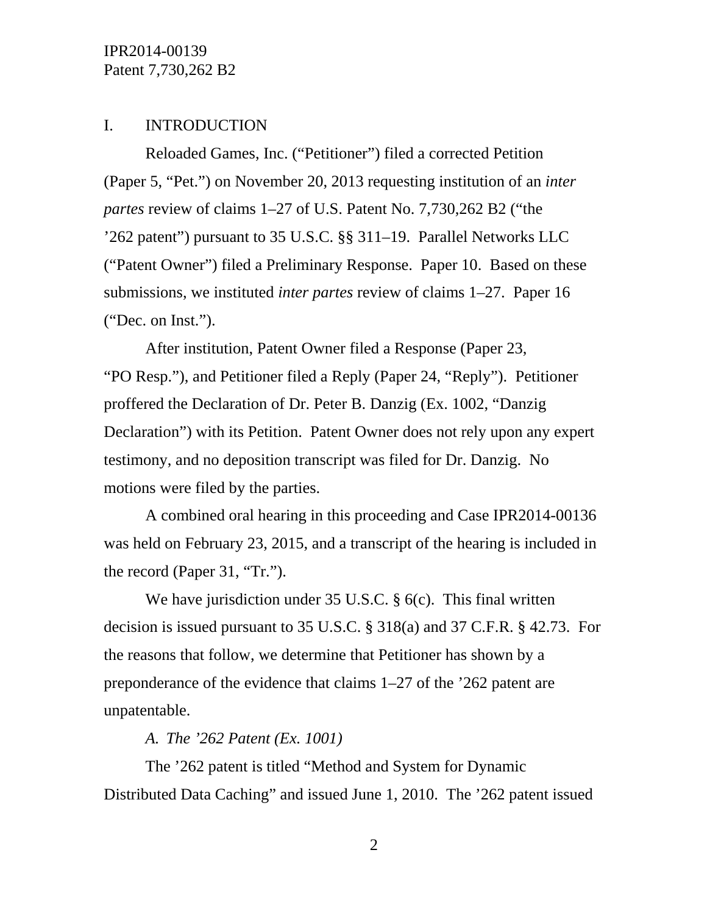## I. INTRODUCTION

Reloaded Games, Inc. ("Petitioner") filed a corrected Petition (Paper 5, "Pet.") on November 20, 2013 requesting institution of an *inter partes* review of claims 1–27 of U.S. Patent No. 7,730,262 B2 ("the '262 patent") pursuant to 35 U.S.C. §§ 311–19. Parallel Networks LLC ("Patent Owner") filed a Preliminary Response. Paper 10. Based on these submissions, we instituted *inter partes* review of claims 1–27. Paper 16 ("Dec. on Inst.").

After institution, Patent Owner filed a Response (Paper 23, "PO Resp."), and Petitioner filed a Reply (Paper 24, "Reply"). Petitioner proffered the Declaration of Dr. Peter B. Danzig (Ex. 1002, "Danzig Declaration") with its Petition. Patent Owner does not rely upon any expert testimony, and no deposition transcript was filed for Dr. Danzig. No motions were filed by the parties.

A combined oral hearing in this proceeding and Case IPR2014-00136 was held on February 23, 2015, and a transcript of the hearing is included in the record (Paper 31, "Tr.").

We have jurisdiction under 35 U.S.C. § 6(c). This final written decision is issued pursuant to 35 U.S.C. § 318(a) and 37 C.F.R. § 42.73. For the reasons that follow, we determine that Petitioner has shown by a preponderance of the evidence that claims 1–27 of the '262 patent are unpatentable.

### *A. The '262 Patent (Ex. 1001)*

The '262 patent is titled "Method and System for Dynamic Distributed Data Caching" and issued June 1, 2010. The '262 patent issued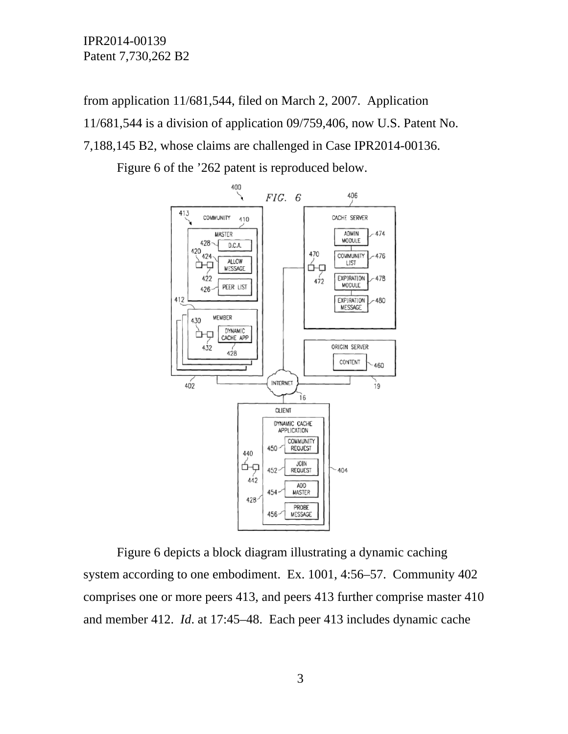from application 11/681,544, filed on March 2, 2007. Application 11/681,544 is a division of application 09/759,406, now U.S. Patent No. 7,188,145 B2, whose claims are challenged in Case IPR2014-00136.

Figure 6 of the ’262 patent is reproduced below.

Figure 6 depicts a block diagram illustrating a dynamic caching system according to one embodiment. Ex. 1001, 4:56–57. Community 402 comprises one or more peers 413, and peers 413 further comprise master 410 and member 412. *Id*. at 17:45–48. Each peer 413 includes dynamic cache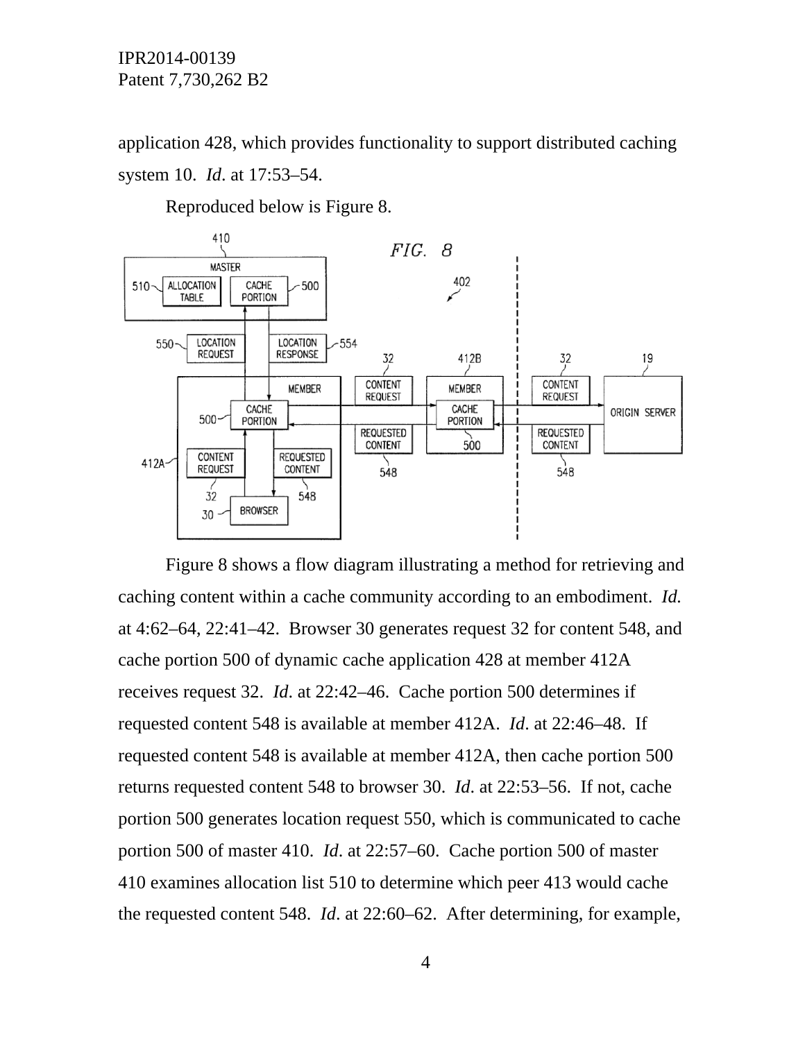application 428, which provides functionality to support distributed caching system 10. *Id*. at 17:53–54.

Reproduced below is Figure 8.

Figure 8 shows a flow diagram illustrating a method for retrieving and caching content within a cache community according to an embodiment. *Id.* at 4:62–64, 22:41–42. Browser 30 generates request 32 for content 548, and cache portion 500 of dynamic cache application 428 at member 412A receives request 32. *Id*. at 22:42–46. Cache portion 500 determines if requested content 548 is available at member 412A. *Id*. at 22:46–48. If requested content 548 is available at member 412A, then cache portion 500 returns requested content 548 to browser 30. *Id*. at 22:53–56. If not, cache portion 500 generates location request 550, which is communicated to cache portion 500 of master 410. *Id*. at 22:57–60. Cache portion 500 of master 410 examines allocation list 510 to determine which peer 413 would cache the requested content 548. *Id*. at 22:60–62. After determining, for example,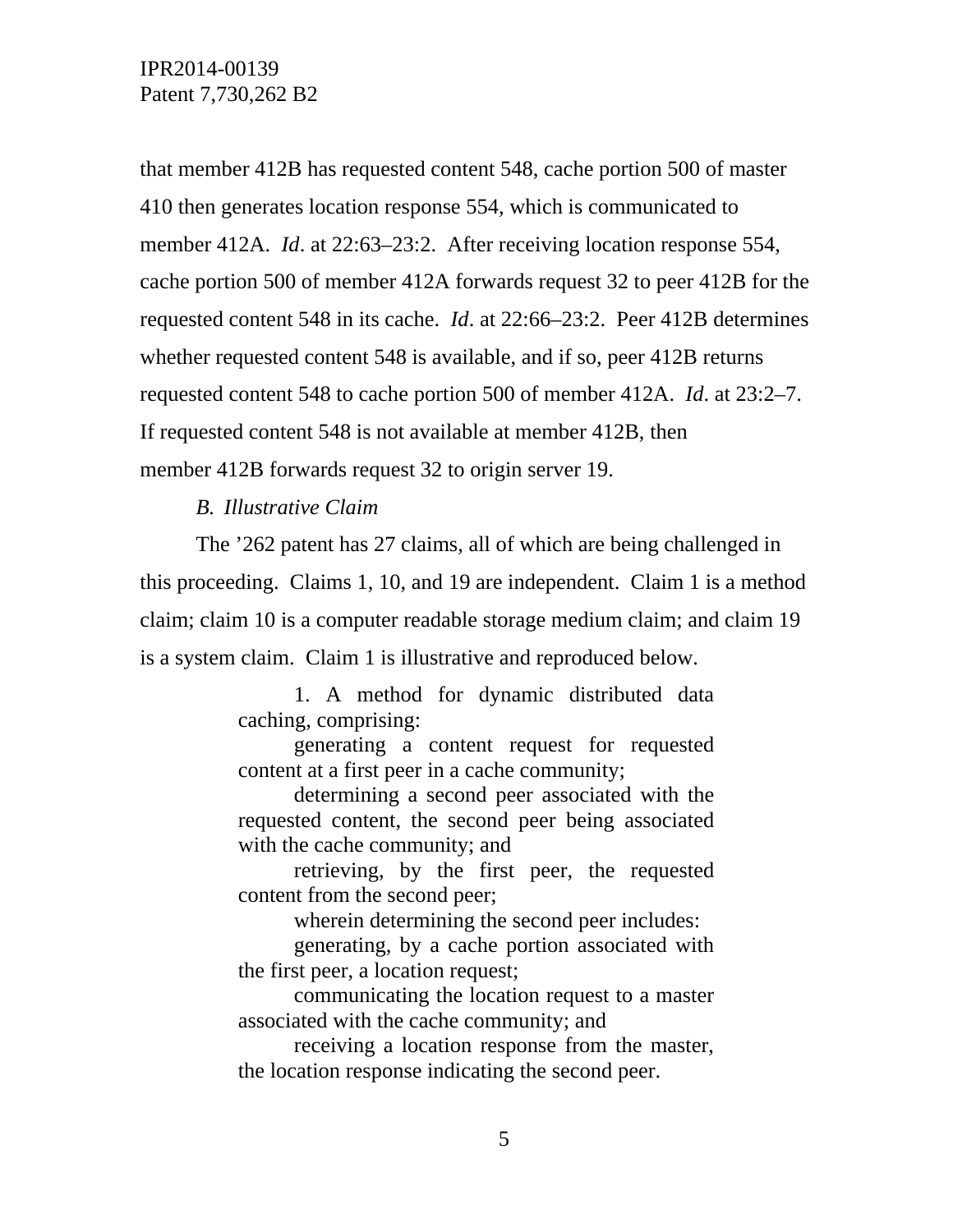that member 412B has requested content 548, cache portion 500 of master 410 then generates location response 554, which is communicated to member 412A. *Id*. at 22:63–23:2. After receiving location response 554, cache portion 500 of member 412A forwards request 32 to peer 412B for the requested content 548 in its cache. *Id*. at 22:66–23:2. Peer 412B determines whether requested content 548 is available, and if so, peer 412B returns requested content 548 to cache portion 500 of member 412A. *Id*. at 23:2–7. If requested content 548 is not available at member 412B, then member 412B forwards request 32 to origin server 19.

### *B. Illustrative Claim*

The ’262 patent has 27 claims, all of which are being challenged in this proceeding. Claims 1, 10, and 19 are independent. Claim 1 is a method claim; claim 10 is a computer readable storage medium claim; and claim 19 is a system claim. Claim 1 is illustrative and reproduced below.

> 1. A method for dynamic distributed data caching, comprising:
>
> generating a content request for requested content at a first peer in a cache community;
>
> determining a second peer associated with the requested content, the second peer being associated with the cache community; and
>
> retrieving, by the first peer, the requested content from the second peer;
>
> wherein determining the second peer includes:
>
> generating, by a cache portion associated with the first peer, a location request;
>
> communicating the location request to a master associated with the cache community; and
>
> receiving a location response from the master, the location response indicating the second peer.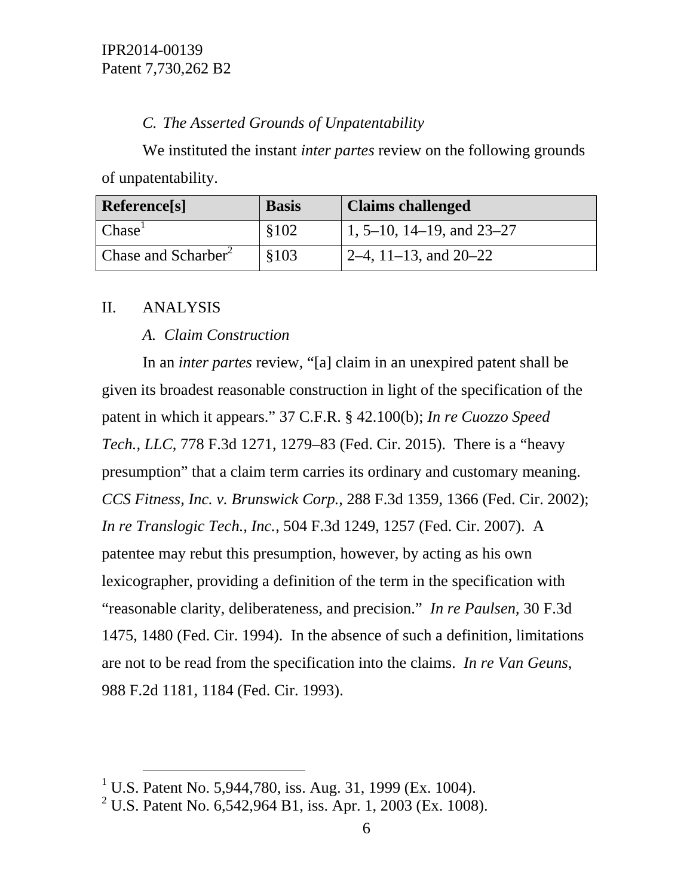### *C. The Asserted Grounds of Unpatentability*

We instituted the instant *inter partes* review on the following grounds of unpatentability.

| Reference[s] | Basis | Claims challenged |
|---|---|---|
| Chase[1] | §102 | 1, 5–10, 14–19, and 23–27 |
| Chase and Scharber[2] | §103 | 2–4, 11–13, and 20–22 |

## II. ANALYSIS

### *A. Claim Construction*

In an *inter partes* review, "[a] claim in an unexpired patent shall be given its broadest reasonable construction in light of the specification of the patent in which it appears." 37 C.F.R. § 42.100(b); *In re Cuozzo Speed Tech., LLC*, 778 F.3d 1271, 1279–83 (Fed. Cir. 2015). There is a "heavy presumption" that a claim term carries its ordinary and customary meaning. *CCS Fitness, Inc. v. Brunswick Corp.*, 288 F.3d 1359, 1366 (Fed. Cir. 2002); *In re Translogic Tech., Inc.*, 504 F.3d 1249, 1257 (Fed. Cir. 2007). A patentee may rebut this presumption, however, by acting as his own lexicographer, providing a definition of the term in the specification with "reasonable clarity, deliberateness, and precision." *In re Paulsen*, 30 F.3d 1475, 1480 (Fed. Cir. 1994). In the absence of such a definition, limitations are not to be read from the specification into the claims. *In re Van Geuns*, 988 F.2d 1181, 1184 (Fed. Cir. 1993).

---

[1] U.S. Patent No. 5,944,780, iss. Aug. 31, 1999 (Ex. 1004).

[2] U.S. Patent No. 6,542,964 B1, iss. Apr. 1, 2003 (Ex. 1008).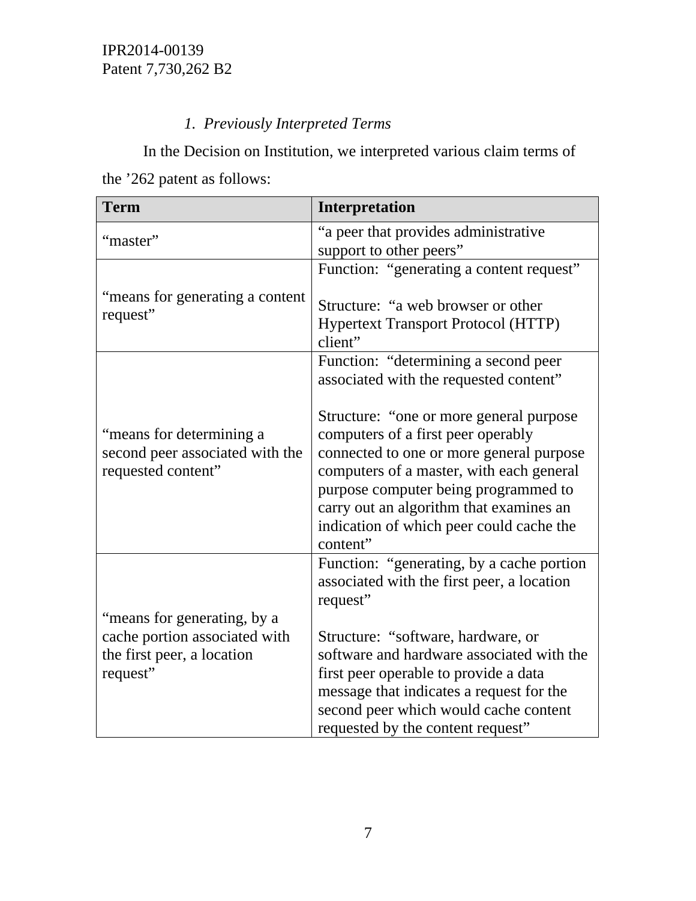*1. Previously Interpreted Terms*

In the Decision on Institution, we interpreted various claim terms of the '262 patent as follows:

| Term | Interpretation |
|---|---|
| "master" | "a peer that provides administrative support to other peers" |
| "means for generating a content request" | Function: "generating a content request"<br><br>Structure: "a web browser or other Hypertext Transport Protocol (HTTP) client" |
| "means for determining a second peer associated with the requested content" | Function: "determining a second peer associated with the requested content"<br><br>Structure: "one or more general purpose computers of a first peer operably connected to one or more general purpose computers of a master, with each general purpose computer being programmed to carry out an algorithm that examines an indication of which peer could cache the content" |
| "means for generating, by a cache portion associated with the first peer, a location request" | Function: "generating, by a cache portion associated with the first peer, a location request"<br><br>Structure: "software, hardware, or software and hardware associated with the first peer operable to provide a data message that indicates a request for the second peer which would cache content requested by the content request" |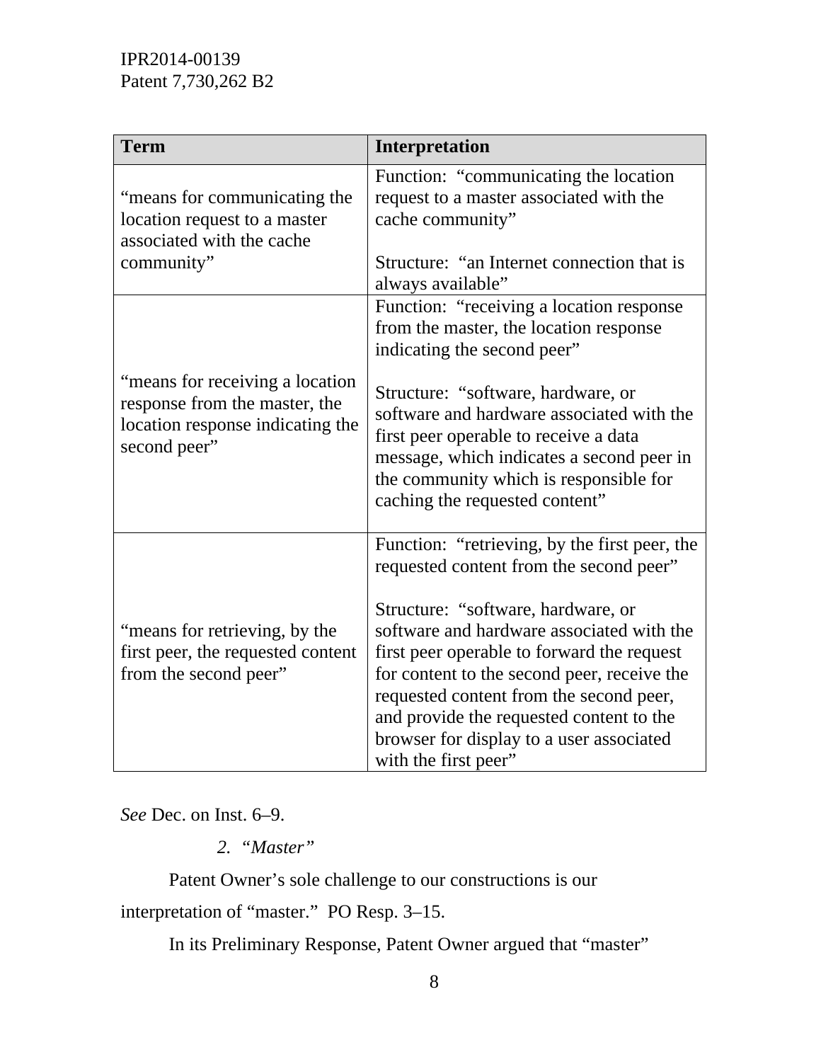| Term | Interpretation |
|---|---|
| "means for communicating the location request to a master associated with the cache community" | Function: "communicating the location request to a master associated with the cache community"<br><br>Structure: "an Internet connection that is always available" |
| "means for receiving a location response from the master, the location response indicating the second peer" | Function: "receiving a location response from the master, the location response indicating the second peer"<br><br>Structure: "software, hardware, or software and hardware associated with the first peer operable to receive a data message, which indicates a second peer in the community which is responsible for caching the requested content" |
| "means for retrieving, by the first peer, the requested content from the second peer" | Function: "retrieving, by the first peer, the requested content from the second peer"<br><br>Structure: "software, hardware, or software and hardware associated with the first peer operable to forward the request for content to the second peer, receive the requested content from the second peer, and provide the requested content to the browser for display to a user associated with the first peer" |

*See* Dec. on Inst. 6–9.

*2. "Master"*

Patent Owner's sole challenge to our constructions is our interpretation of "master." PO Resp. 3–15.

In its Preliminary Response, Patent Owner argued that "master"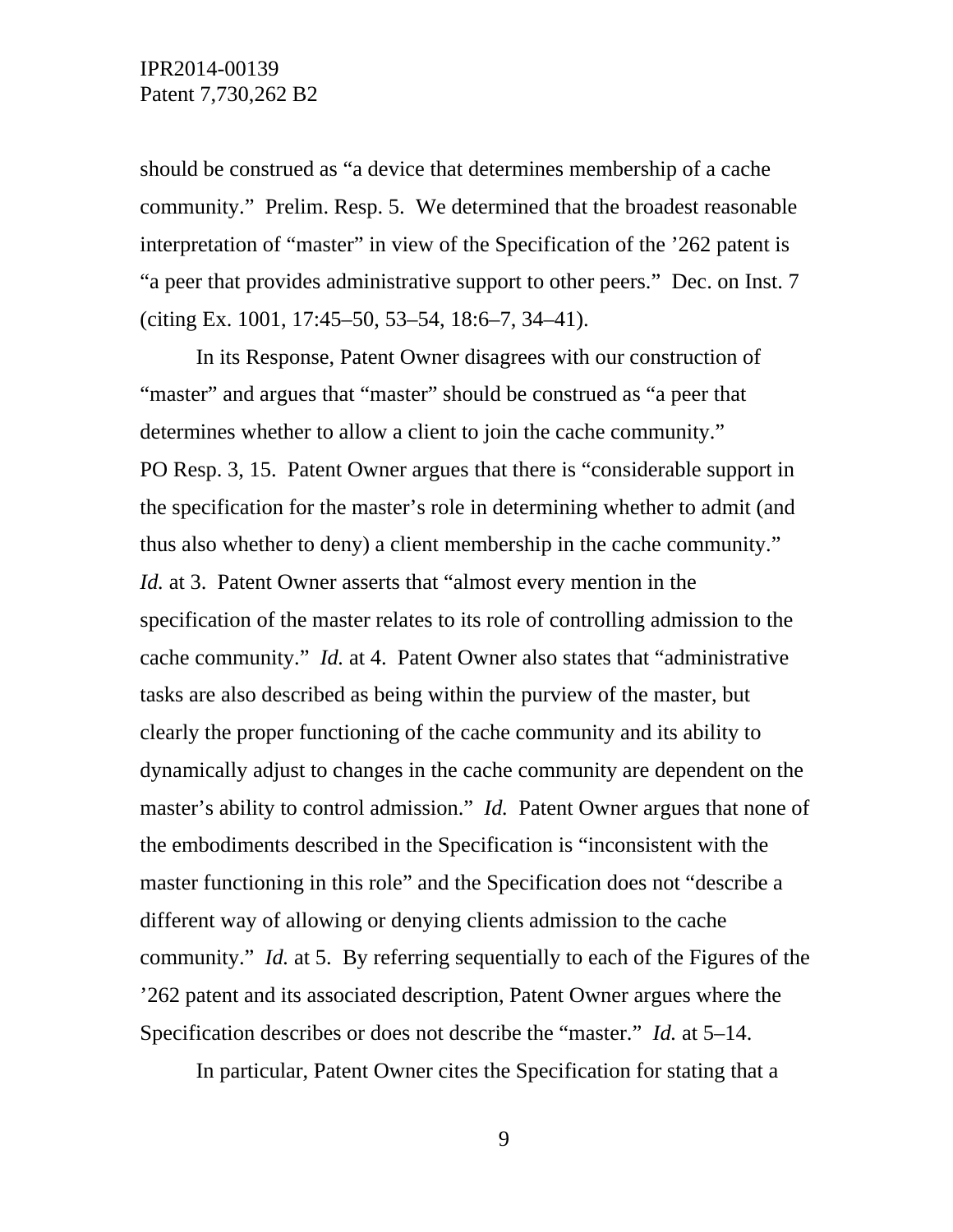should be construed as "a device that determines membership of a cache community." Prelim. Resp. 5. We determined that the broadest reasonable interpretation of "master" in view of the Specification of the '262 patent is "a peer that provides administrative support to other peers." Dec. on Inst. 7 (citing Ex. 1001, 17:45–50, 53–54, 18:6–7, 34–41).

In its Response, Patent Owner disagrees with our construction of "master" and argues that "master" should be construed as "a peer that determines whether to allow a client to join the cache community." PO Resp. 3, 15. Patent Owner argues that there is "considerable support in the specification for the master's role in determining whether to admit (and thus also whether to deny) a client membership in the cache community." *Id.* at 3. Patent Owner asserts that "almost every mention in the specification of the master relates to its role of controlling admission to the cache community." *Id.* at 4. Patent Owner also states that "administrative tasks are also described as being within the purview of the master, but clearly the proper functioning of the cache community and its ability to dynamically adjust to changes in the cache community are dependent on the master's ability to control admission." *Id.* Patent Owner argues that none of the embodiments described in the Specification is "inconsistent with the master functioning in this role" and the Specification does not "describe a different way of allowing or denying clients admission to the cache community." *Id.* at 5. By referring sequentially to each of the Figures of the '262 patent and its associated description, Patent Owner argues where the Specification describes or does not describe the "master." *Id.* at 5–14.

In particular, Patent Owner cites the Specification for stating that a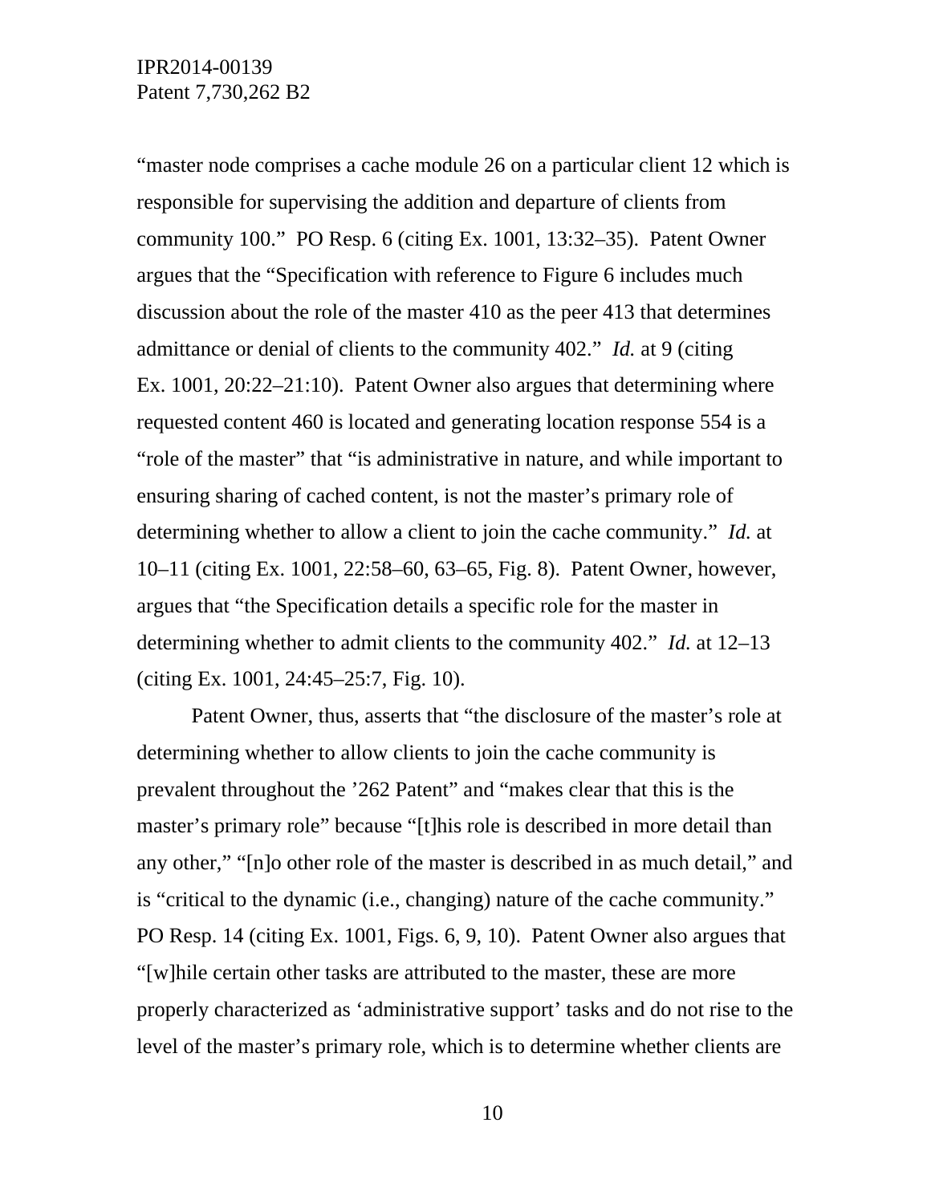"master node comprises a cache module 26 on a particular client 12 which is responsible for supervising the addition and departure of clients from community 100." PO Resp. 6 (citing Ex. 1001, 13:32–35). Patent Owner argues that the "Specification with reference to Figure 6 includes much discussion about the role of the master 410 as the peer 413 that determines admittance or denial of clients to the community 402." *Id.* at 9 (citing Ex. 1001, 20:22–21:10). Patent Owner also argues that determining where requested content 460 is located and generating location response 554 is a "role of the master" that "is administrative in nature, and while important to ensuring sharing of cached content, is not the master's primary role of determining whether to allow a client to join the cache community." *Id.* at 10–11 (citing Ex. 1001, 22:58–60, 63–65, Fig. 8). Patent Owner, however, argues that "the Specification details a specific role for the master in determining whether to admit clients to the community 402." *Id.* at 12–13 (citing Ex. 1001, 24:45–25:7, Fig. 10).

Patent Owner, thus, asserts that "the disclosure of the master's role at determining whether to allow clients to join the cache community is prevalent throughout the '262 Patent" and "makes clear that this is the master's primary role" because "[t]his role is described in more detail than any other," "[n]o other role of the master is described in as much detail," and is "critical to the dynamic (i.e., changing) nature of the cache community." PO Resp. 14 (citing Ex. 1001, Figs. 6, 9, 10). Patent Owner also argues that "[w]hile certain other tasks are attributed to the master, these are more properly characterized as 'administrative support' tasks and do not rise to the level of the master's primary role, which is to determine whether clients are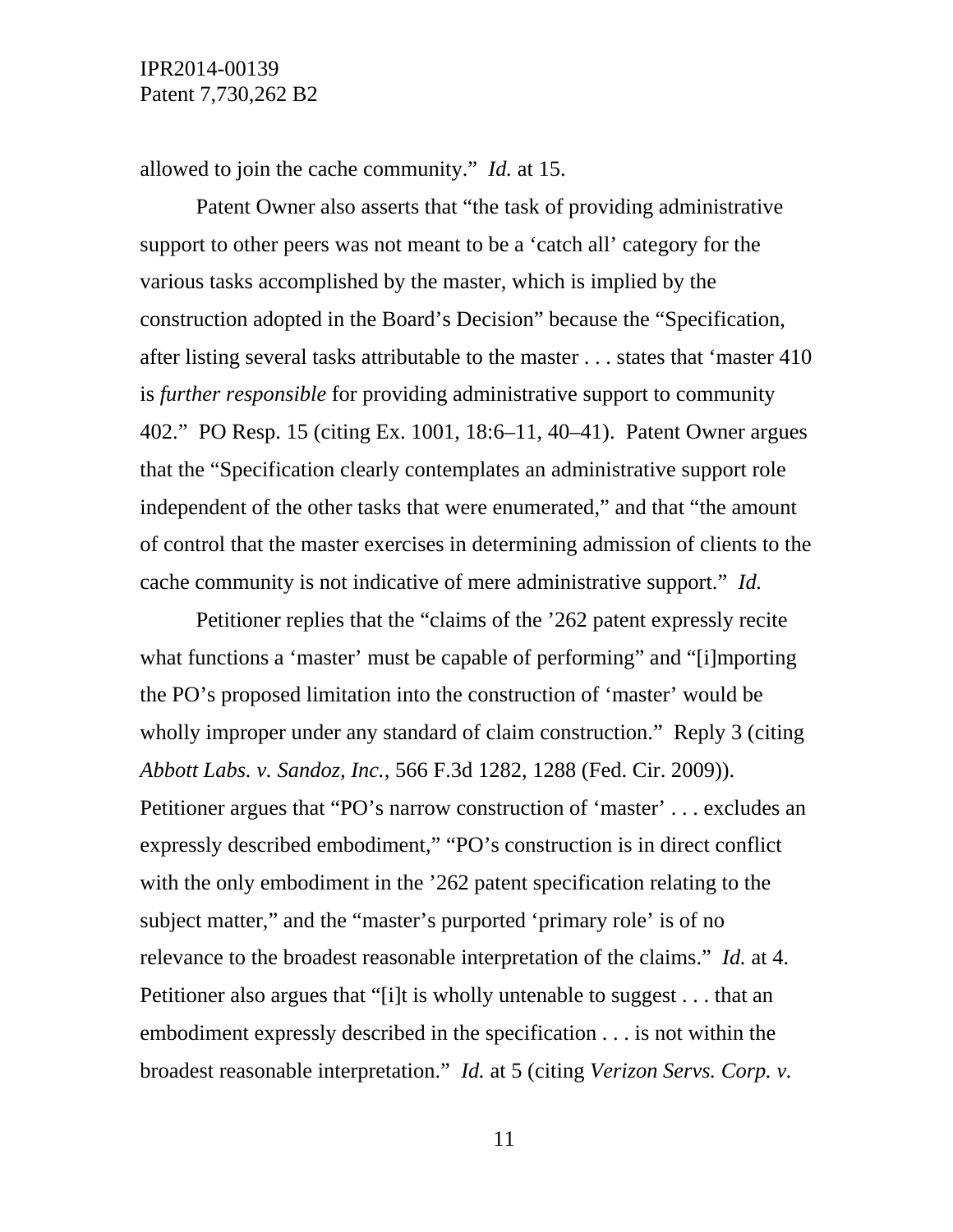allowed to join the cache community." *Id.* at 15.

Patent Owner also asserts that "the task of providing administrative support to other peers was not meant to be a 'catch all' category for the various tasks accomplished by the master, which is implied by the construction adopted in the Board's Decision" because the "Specification, after listing several tasks attributable to the master . . . states that 'master 410 is *further responsible* for providing administrative support to community 402." PO Resp. 15 (citing Ex. 1001, 18:6–11, 40–41). Patent Owner argues that the "Specification clearly contemplates an administrative support role independent of the other tasks that were enumerated," and that "the amount of control that the master exercises in determining admission of clients to the cache community is not indicative of mere administrative support." *Id.*

Petitioner replies that the "claims of the '262 patent expressly recite what functions a 'master' must be capable of performing" and "[i]mporting the PO's proposed limitation into the construction of 'master' would be wholly improper under any standard of claim construction." Reply 3 (citing *Abbott Labs. v. Sandoz, Inc.*, 566 F.3d 1282, 1288 (Fed. Cir. 2009)). Petitioner argues that "PO's narrow construction of 'master' . . . excludes an expressly described embodiment," "PO's construction is in direct conflict with the only embodiment in the '262 patent specification relating to the subject matter," and the "master's purported 'primary role' is of no relevance to the broadest reasonable interpretation of the claims." *Id.* at 4. Petitioner also argues that "[i]t is wholly untenable to suggest . . . that an embodiment expressly described in the specification . . . is not within the broadest reasonable interpretation." *Id.* at 5 (citing *Verizon Servs. Corp. v.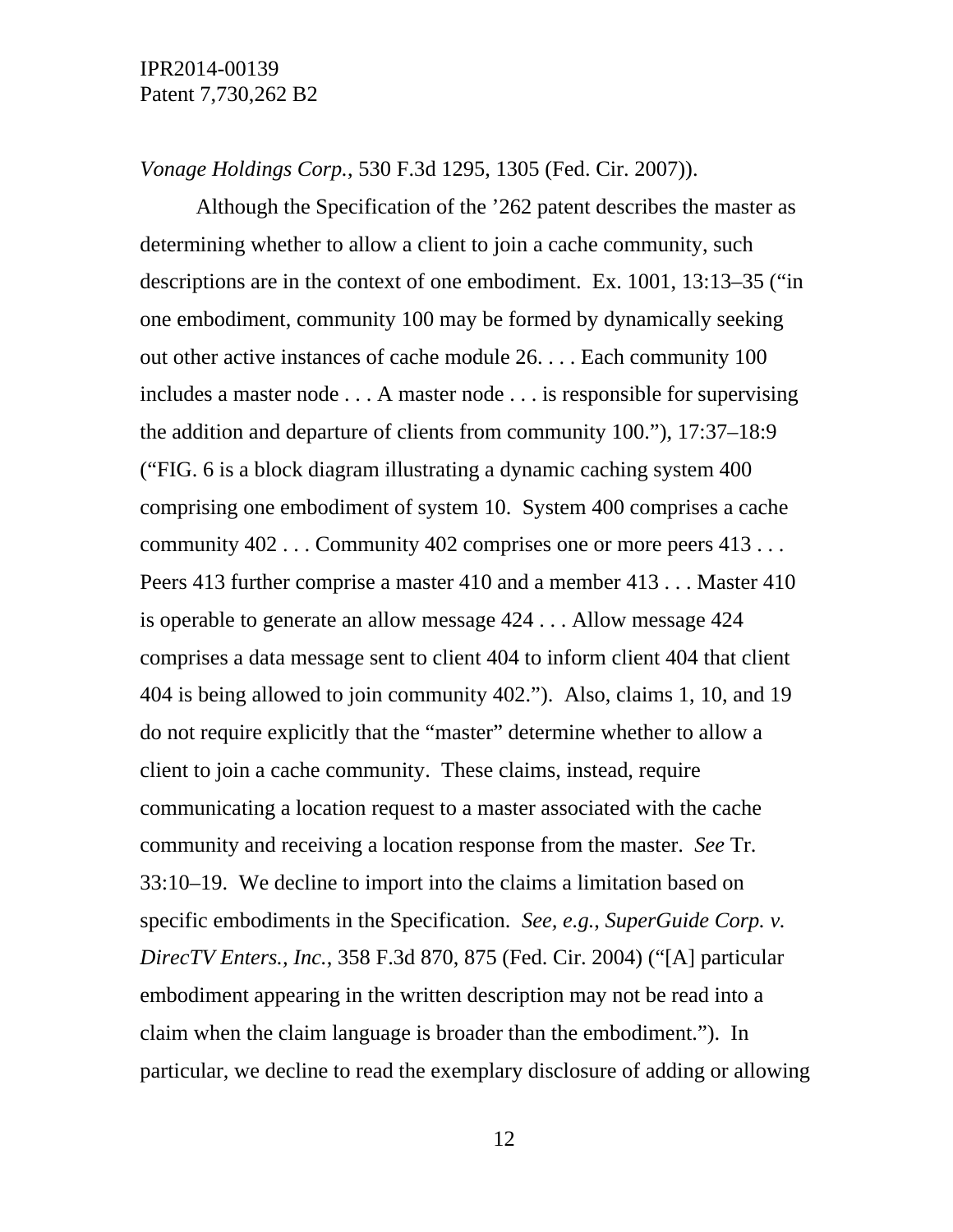*Vonage Holdings Corp.*, 530 F.3d 1295, 1305 (Fed. Cir. 2007)).

Although the Specification of the '262 patent describes the master as determining whether to allow a client to join a cache community, such descriptions are in the context of one embodiment. Ex. 1001, 13:13–35 ("in one embodiment, community 100 may be formed by dynamically seeking out other active instances of cache module 26. . . . Each community 100 includes a master node . . . A master node . . . is responsible for supervising the addition and departure of clients from community 100."), 17:37–18:9 ("FIG. 6 is a block diagram illustrating a dynamic caching system 400 comprising one embodiment of system 10. System 400 comprises a cache community 402 . . . Community 402 comprises one or more peers 413 . . . Peers 413 further comprise a master 410 and a member 413 . . . Master 410 is operable to generate an allow message 424 . . . Allow message 424 comprises a data message sent to client 404 to inform client 404 that client 404 is being allowed to join community 402."). Also, claims 1, 10, and 19 do not require explicitly that the "master" determine whether to allow a client to join a cache community. These claims, instead, require communicating a location request to a master associated with the cache community and receiving a location response from the master. *See* Tr. 33:10–19. We decline to import into the claims a limitation based on specific embodiments in the Specification. *See, e.g.*, *SuperGuide Corp. v. DirecTV Enters., Inc.*, 358 F.3d 870, 875 (Fed. Cir. 2004) ("[A] particular embodiment appearing in the written description may not be read into a claim when the claim language is broader than the embodiment."). In particular, we decline to read the exemplary disclosure of adding or allowing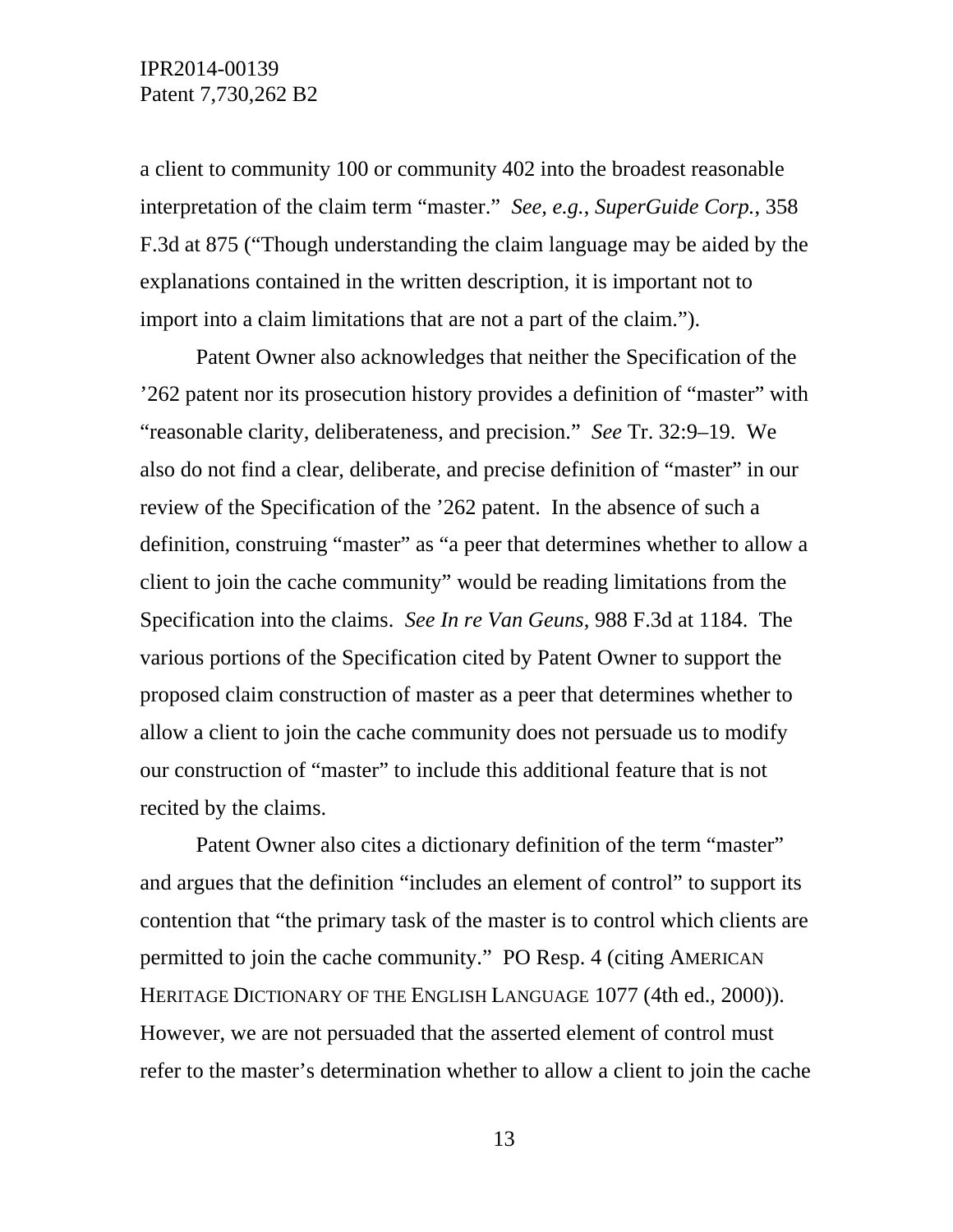a client to community 100 or community 402 into the broadest reasonable interpretation of the claim term "master." *See, e.g.*, *SuperGuide Corp.*, 358 F.3d at 875 ("Though understanding the claim language may be aided by the explanations contained in the written description, it is important not to import into a claim limitations that are not a part of the claim.").

Patent Owner also acknowledges that neither the Specification of the '262 patent nor its prosecution history provides a definition of "master" with "reasonable clarity, deliberateness, and precision." *See* Tr. 32:9–19. We also do not find a clear, deliberate, and precise definition of "master" in our review of the Specification of the '262 patent. In the absence of such a definition, construing "master" as "a peer that determines whether to allow a client to join the cache community" would be reading limitations from the Specification into the claims. *See In re Van Geuns*, 988 F.3d at 1184. The various portions of the Specification cited by Patent Owner to support the proposed claim construction of master as a peer that determines whether to allow a client to join the cache community does not persuade us to modify our construction of "master" to include this additional feature that is not recited by the claims.

Patent Owner also cites a dictionary definition of the term "master" and argues that the definition "includes an element of control" to support its contention that "the primary task of the master is to control which clients are permitted to join the cache community." PO Resp. 4 (citing AMERICAN HERITAGE DICTIONARY OF THE ENGLISH LANGUAGE 1077 (4th ed., 2000)). However, we are not persuaded that the asserted element of control must refer to the master's determination whether to allow a client to join the cache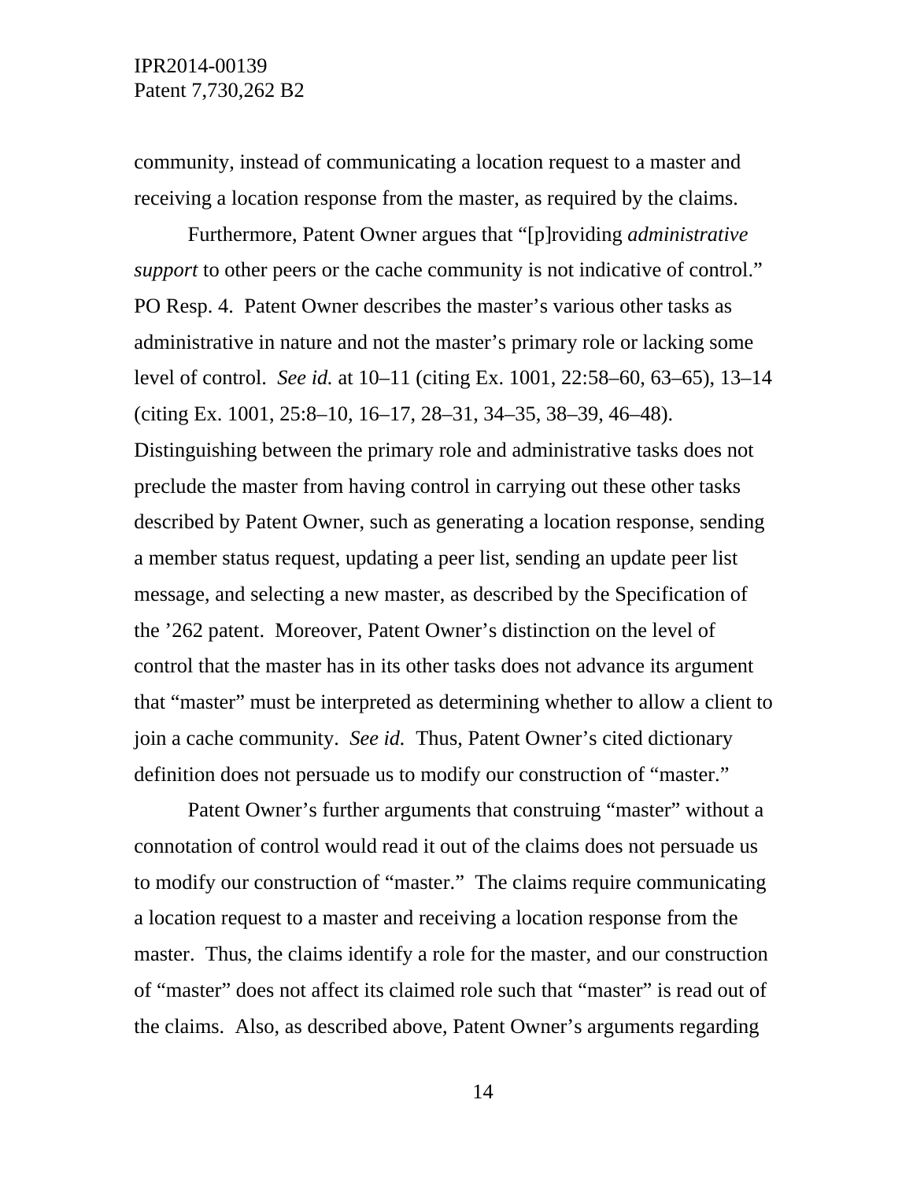community, instead of communicating a location request to a master and receiving a location response from the master, as required by the claims.

Furthermore, Patent Owner argues that "[p]roviding *administrative support* to other peers or the cache community is not indicative of control." PO Resp. 4. Patent Owner describes the master's various other tasks as administrative in nature and not the master's primary role or lacking some level of control. *See id.* at 10–11 (citing Ex. 1001, 22:58–60, 63–65), 13–14 (citing Ex. 1001, 25:8–10, 16–17, 28–31, 34–35, 38–39, 46–48). Distinguishing between the primary role and administrative tasks does not preclude the master from having control in carrying out these other tasks described by Patent Owner, such as generating a location response, sending a member status request, updating a peer list, sending an update peer list message, and selecting a new master, as described by the Specification of the '262 patent. Moreover, Patent Owner's distinction on the level of control that the master has in its other tasks does not advance its argument that "master" must be interpreted as determining whether to allow a client to join a cache community. *See id.* Thus, Patent Owner's cited dictionary definition does not persuade us to modify our construction of "master."

Patent Owner's further arguments that construing "master" without a connotation of control would read it out of the claims does not persuade us to modify our construction of "master." The claims require communicating a location request to a master and receiving a location response from the master. Thus, the claims identify a role for the master, and our construction of "master" does not affect its claimed role such that "master" is read out of the claims. Also, as described above, Patent Owner's arguments regarding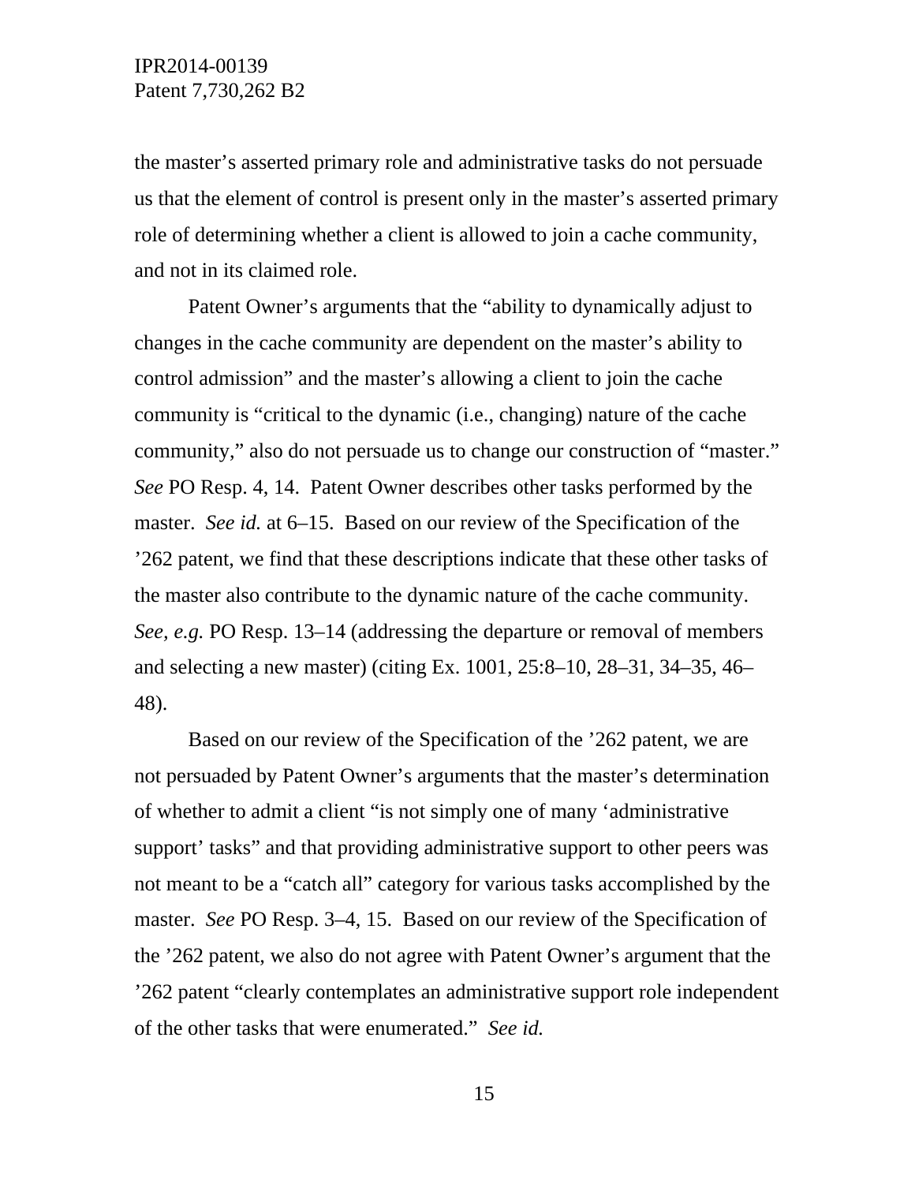the master's asserted primary role and administrative tasks do not persuade us that the element of control is present only in the master's asserted primary role of determining whether a client is allowed to join a cache community, and not in its claimed role.

Patent Owner's arguments that the "ability to dynamically adjust to changes in the cache community are dependent on the master's ability to control admission" and the master's allowing a client to join the cache community is "critical to the dynamic (i.e., changing) nature of the cache community," also do not persuade us to change our construction of "master." *See* PO Resp. 4, 14. Patent Owner describes other tasks performed by the master. *See id.* at 6–15. Based on our review of the Specification of the '262 patent, we find that these descriptions indicate that these other tasks of the master also contribute to the dynamic nature of the cache community. *See, e.g.* PO Resp. 13–14 (addressing the departure or removal of members and selecting a new master) (citing Ex. 1001, 25:8–10, 28–31, 34–35, 46–48).

Based on our review of the Specification of the '262 patent, we are not persuaded by Patent Owner's arguments that the master's determination of whether to admit a client "is not simply one of many 'administrative support' tasks" and that providing administrative support to other peers was not meant to be a "catch all" category for various tasks accomplished by the master. *See* PO Resp. 3–4, 15. Based on our review of the Specification of the '262 patent, we also do not agree with Patent Owner's argument that the '262 patent "clearly contemplates an administrative support role independent of the other tasks that were enumerated." *See id.*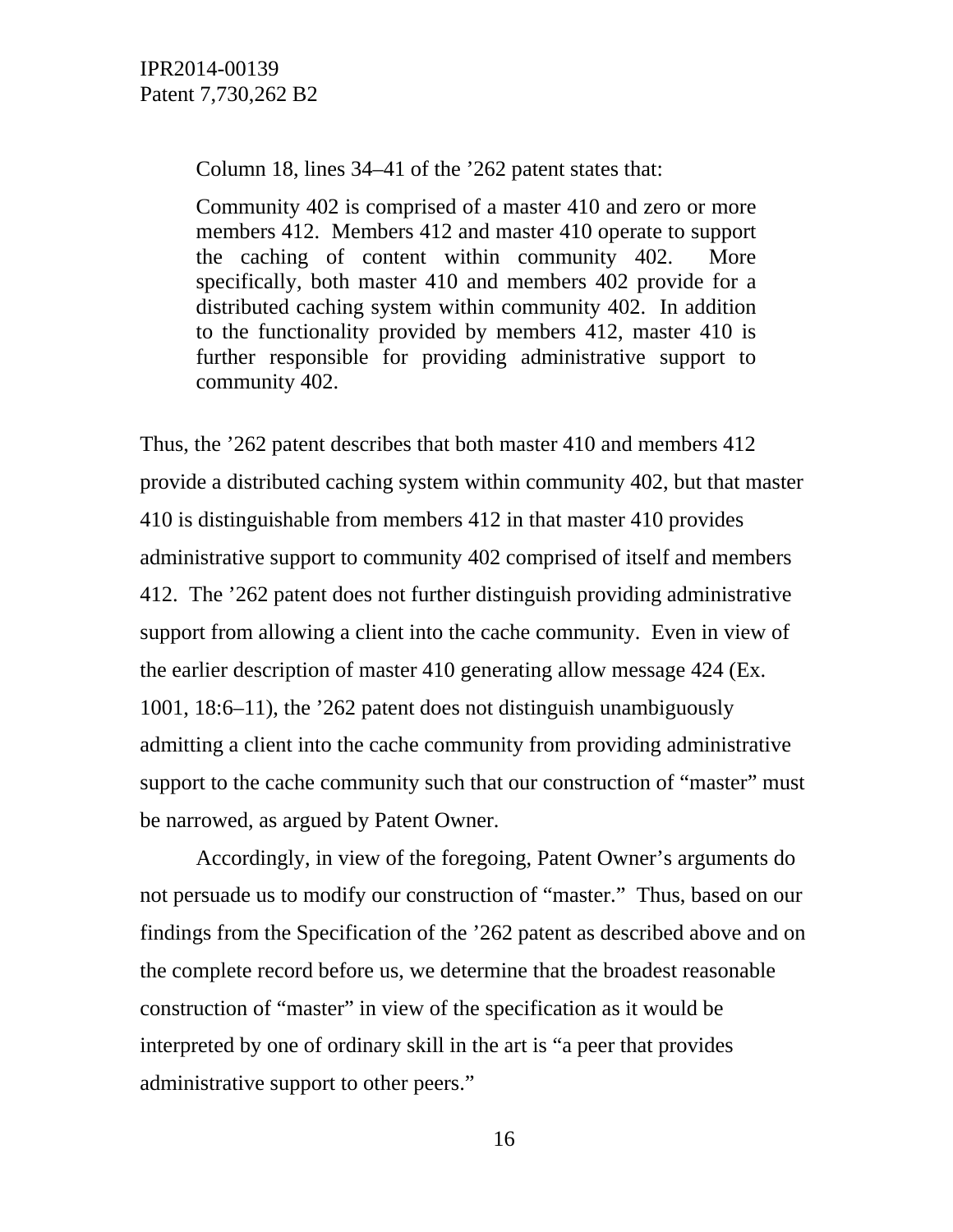Column 18, lines 34–41 of the ’262 patent states that:

> Community 402 is comprised of a master 410 and zero or more members 412. Members 412 and master 410 operate to support the caching of content within community 402. More specifically, both master 410 and members 402 provide for a distributed caching system within community 402. In addition to the functionality provided by members 412, master 410 is further responsible for providing administrative support to community 402.

Thus, the ’262 patent describes that both master 410 and members 412 provide a distributed caching system within community 402, but that master 410 is distinguishable from members 412 in that master 410 provides administrative support to community 402 comprised of itself and members 412. The ’262 patent does not further distinguish providing administrative support from allowing a client into the cache community. Even in view of the earlier description of master 410 generating allow message 424 (Ex. 1001, 18:6–11), the ’262 patent does not distinguish unambiguously admitting a client into the cache community from providing administrative support to the cache community such that our construction of “master” must be narrowed, as argued by Patent Owner.

Accordingly, in view of the foregoing, Patent Owner’s arguments do not persuade us to modify our construction of “master.” Thus, based on our findings from the Specification of the ’262 patent as described above and on the complete record before us, we determine that the broadest reasonable construction of “master” in view of the specification as it would be interpreted by one of ordinary skill in the art is “a peer that provides administrative support to other peers.”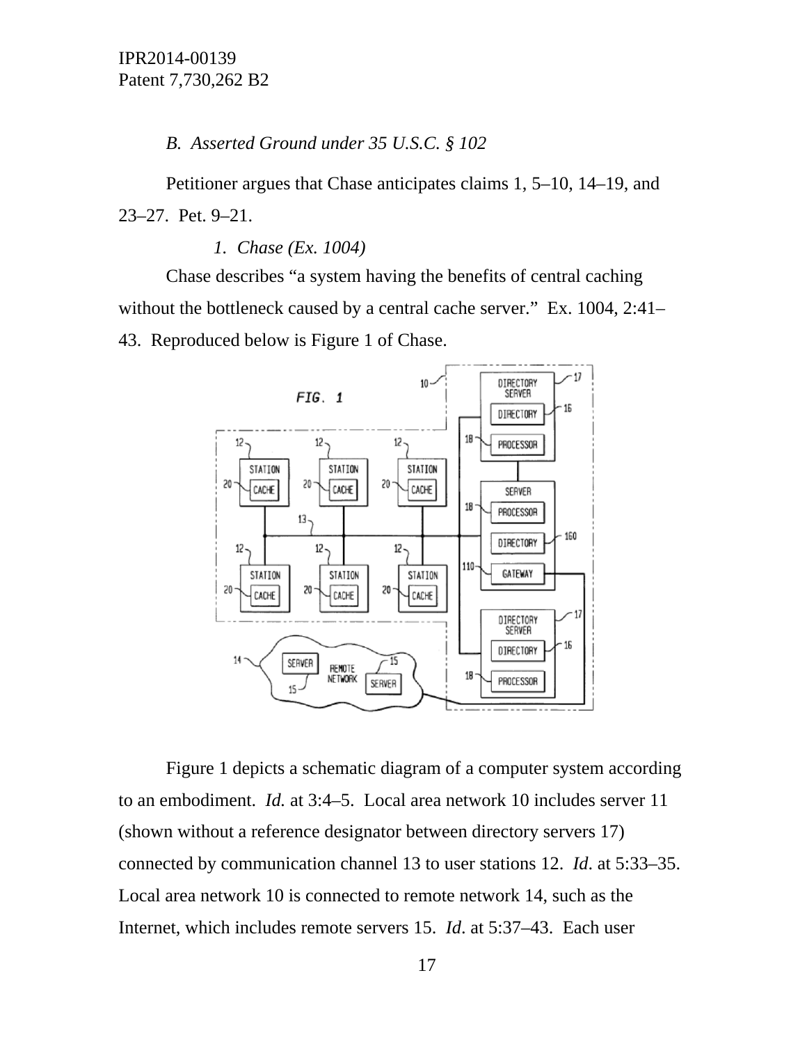*B. Asserted Ground under 35 U.S.C. § 102*

Petitioner argues that Chase anticipates claims 1, 5–10, 14–19, and 23–27. Pet. 9–21.

*1. Chase (Ex. 1004)*

Chase describes "a system having the benefits of central caching without the bottleneck caused by a central cache server." Ex. 1004, 2:41–43. Reproduced below is Figure 1 of Chase.

Figure 1 depicts a schematic diagram of a computer system according to an embodiment. *Id.* at 3:4–5. Local area network 10 includes server 11 (shown without a reference designator between directory servers 17) connected by communication channel 13 to user stations 12. *Id*. at 5:33–35. Local area network 10 is connected to remote network 14, such as the Internet, which includes remote servers 15. *Id*. at 5:37–43. Each user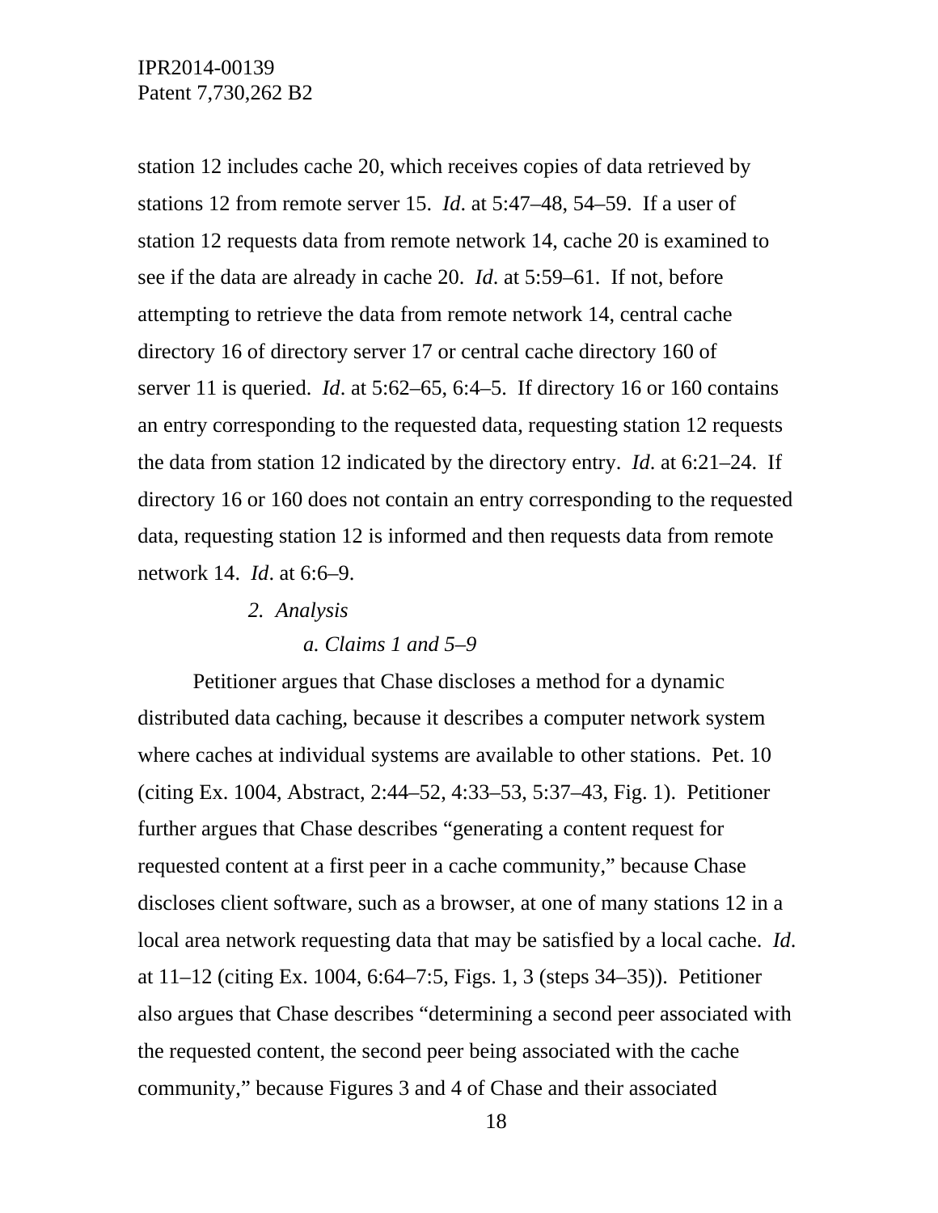station 12 includes cache 20, which receives copies of data retrieved by stations 12 from remote server 15. *Id*. at 5:47–48, 54–59. If a user of station 12 requests data from remote network 14, cache 20 is examined to see if the data are already in cache 20. *Id*. at 5:59–61. If not, before attempting to retrieve the data from remote network 14, central cache directory 16 of directory server 17 or central cache directory 160 of server 11 is queried. *Id*. at 5:62–65, 6:4–5. If directory 16 or 160 contains an entry corresponding to the requested data, requesting station 12 requests the data from station 12 indicated by the directory entry. *Id*. at 6:21–24. If directory 16 or 160 does not contain an entry corresponding to the requested data, requesting station 12 is informed and then requests data from remote network 14. *Id*. at 6:6–9.

#### *2. Analysis*

##### *a. Claims 1 and 5–9*

Petitioner argues that Chase discloses a method for a dynamic distributed data caching, because it describes a computer network system where caches at individual systems are available to other stations. Pet. 10 (citing Ex. 1004, Abstract, 2:44–52, 4:33–53, 5:37–43, Fig. 1). Petitioner further argues that Chase describes "generating a content request for requested content at a first peer in a cache community," because Chase discloses client software, such as a browser, at one of many stations 12 in a local area network requesting data that may be satisfied by a local cache. *Id*. at 11–12 (citing Ex. 1004, 6:64–7:5, Figs. 1, 3 (steps 34–35)). Petitioner also argues that Chase describes "determining a second peer associated with the requested content, the second peer being associated with the cache community," because Figures 3 and 4 of Chase and their associated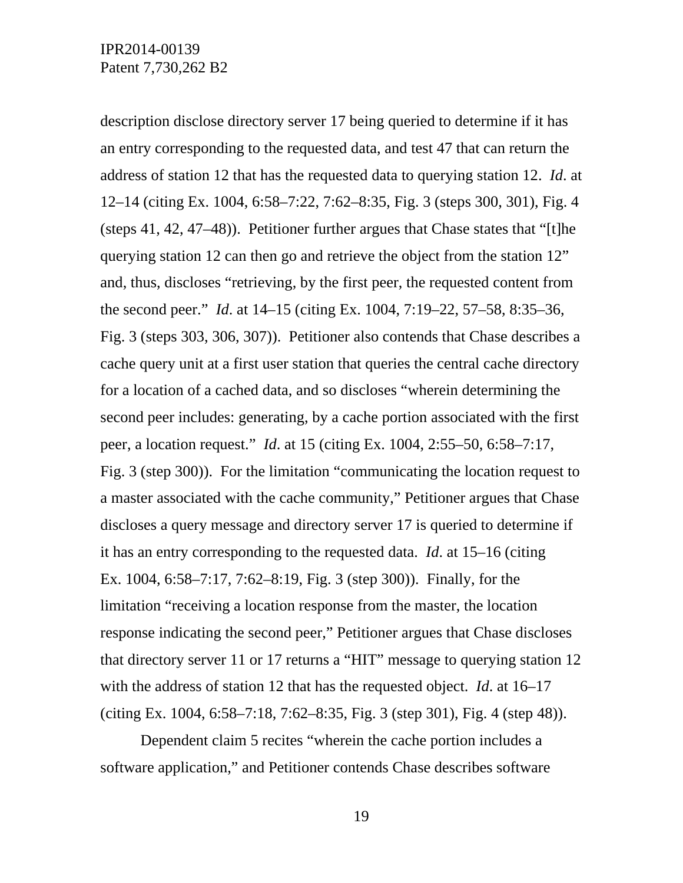description disclose directory server 17 being queried to determine if it has an entry corresponding to the requested data, and test 47 that can return the address of station 12 that has the requested data to querying station 12. *Id*. at 12–14 (citing Ex. 1004, 6:58–7:22, 7:62–8:35, Fig. 3 (steps 300, 301), Fig. 4 (steps 41, 42, 47–48)). Petitioner further argues that Chase states that "[t]he querying station 12 can then go and retrieve the object from the station 12" and, thus, discloses "retrieving, by the first peer, the requested content from the second peer." *Id*. at 14–15 (citing Ex. 1004, 7:19–22, 57–58, 8:35–36, Fig. 3 (steps 303, 306, 307)). Petitioner also contends that Chase describes a cache query unit at a first user station that queries the central cache directory for a location of a cached data, and so discloses "wherein determining the second peer includes: generating, by a cache portion associated with the first peer, a location request." *Id*. at 15 (citing Ex. 1004, 2:55–50, 6:58–7:17, Fig. 3 (step 300)). For the limitation "communicating the location request to a master associated with the cache community," Petitioner argues that Chase discloses a query message and directory server 17 is queried to determine if it has an entry corresponding to the requested data. *Id*. at 15–16 (citing Ex. 1004, 6:58–7:17, 7:62–8:19, Fig. 3 (step 300)). Finally, for the limitation "receiving a location response from the master, the location response indicating the second peer," Petitioner argues that Chase discloses that directory server 11 or 17 returns a "HIT" message to querying station 12 with the address of station 12 that has the requested object. *Id*. at 16–17 (citing Ex. 1004, 6:58–7:18, 7:62–8:35, Fig. 3 (step 301), Fig. 4 (step 48)).

Dependent claim 5 recites "wherein the cache portion includes a software application," and Petitioner contends Chase describes software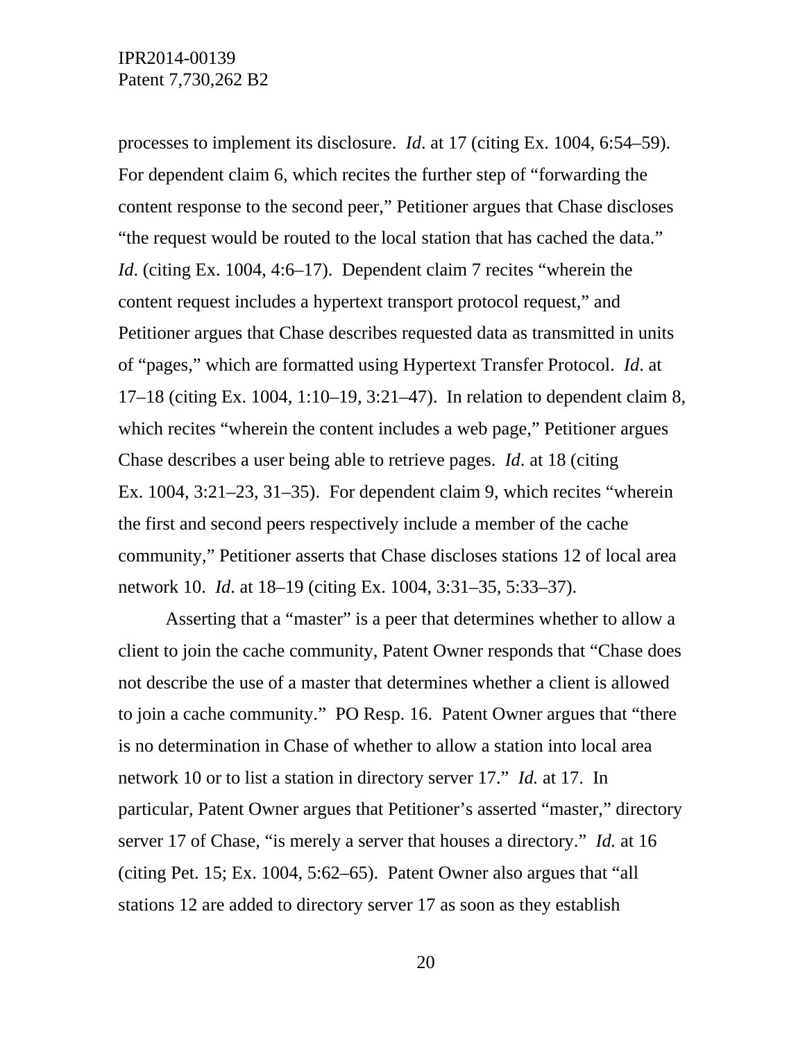processes to implement its disclosure. *Id*. at 17 (citing Ex. 1004, 6:54–59). For dependent claim 6, which recites the further step of "forwarding the content response to the second peer," Petitioner argues that Chase discloses "the request would be routed to the local station that has cached the data." *Id*. (citing Ex. 1004, 4:6–17). Dependent claim 7 recites "wherein the content request includes a hypertext transport protocol request," and Petitioner argues that Chase describes requested data as transmitted in units of "pages," which are formatted using Hypertext Transfer Protocol. *Id*. at 17–18 (citing Ex. 1004, 1:10–19, 3:21–47). In relation to dependent claim 8, which recites "wherein the content includes a web page," Petitioner argues Chase describes a user being able to retrieve pages. *Id*. at 18 (citing Ex. 1004, 3:21–23, 31–35). For dependent claim 9, which recites "wherein the first and second peers respectively include a member of the cache community," Petitioner asserts that Chase discloses stations 12 of local area network 10. *Id*. at 18–19 (citing Ex. 1004, 3:31–35, 5:33–37).

Asserting that a "master" is a peer that determines whether to allow a client to join the cache community, Patent Owner responds that "Chase does not describe the use of a master that determines whether a client is allowed to join a cache community." PO Resp. 16. Patent Owner argues that "there is no determination in Chase of whether to allow a station into local area network 10 or to list a station in directory server 17." *Id.* at 17. In particular, Patent Owner argues that Petitioner's asserted "master," directory server 17 of Chase, "is merely a server that houses a directory." *Id.* at 16 (citing Pet. 15; Ex. 1004, 5:62–65). Patent Owner also argues that "all stations 12 are added to directory server 17 as soon as they establish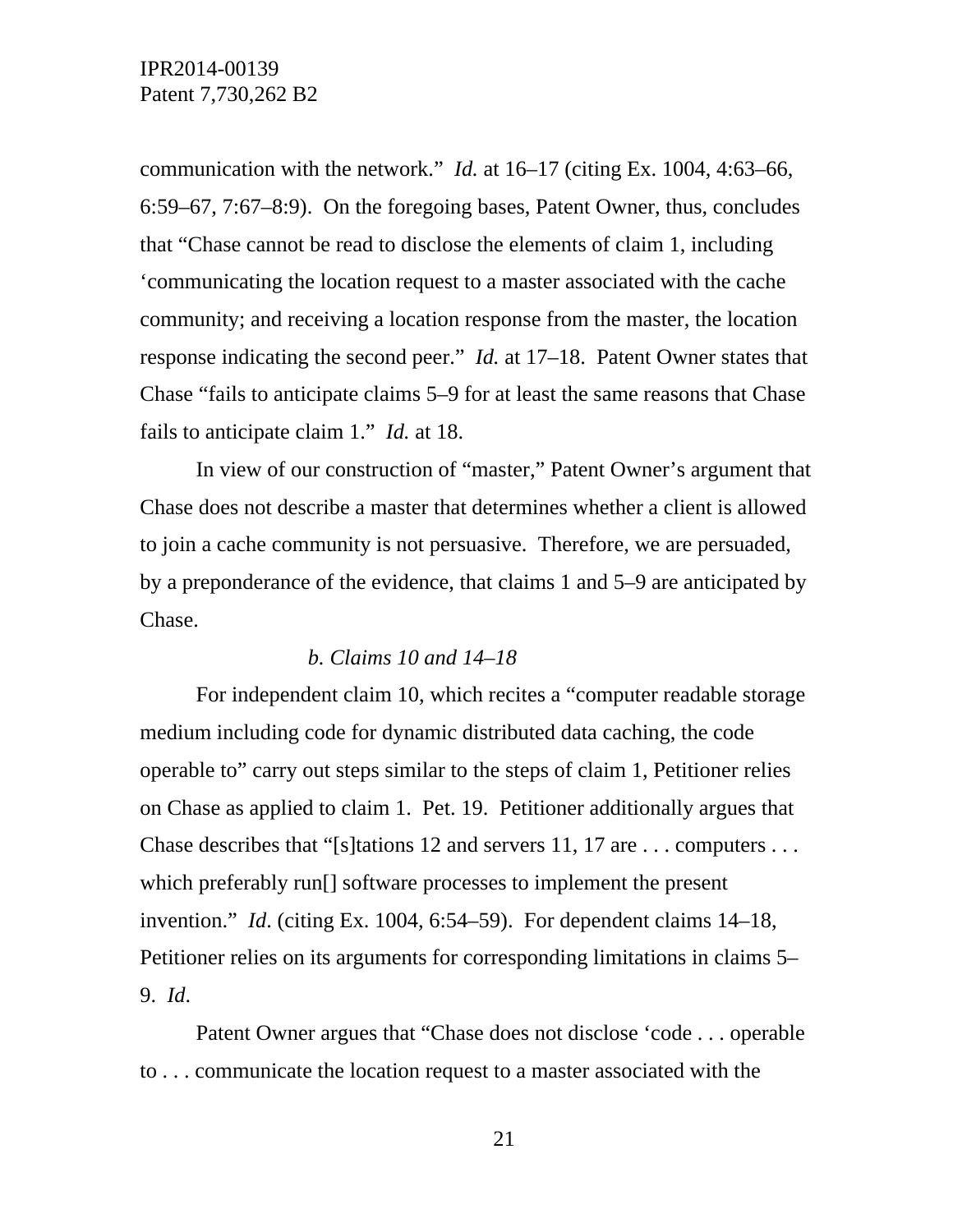communication with the network." *Id.* at 16–17 (citing Ex. 1004, 4:63–66, 6:59–67, 7:67–8:9). On the foregoing bases, Patent Owner, thus, concludes that "Chase cannot be read to disclose the elements of claim 1, including 'communicating the location request to a master associated with the cache community; and receiving a location response from the master, the location response indicating the second peer." *Id.* at 17–18. Patent Owner states that Chase "fails to anticipate claims 5–9 for at least the same reasons that Chase fails to anticipate claim 1." *Id.* at 18.

In view of our construction of "master," Patent Owner's argument that Chase does not describe a master that determines whether a client is allowed to join a cache community is not persuasive. Therefore, we are persuaded, by a preponderance of the evidence, that claims 1 and 5–9 are anticipated by Chase.

*b. Claims 10 and 14–18*

For independent claim 10, which recites a "computer readable storage medium including code for dynamic distributed data caching, the code operable to" carry out steps similar to the steps of claim 1, Petitioner relies on Chase as applied to claim 1. Pet. 19. Petitioner additionally argues that Chase describes that "[s]tations 12 and servers 11, 17 are . . . computers . . . which preferably run[] software processes to implement the present invention." *Id.* (citing Ex. 1004, 6:54–59). For dependent claims 14–18, Petitioner relies on its arguments for corresponding limitations in claims 5–9. *Id.*

Patent Owner argues that "Chase does not disclose 'code . . . operable to . . . communicate the location request to a master associated with the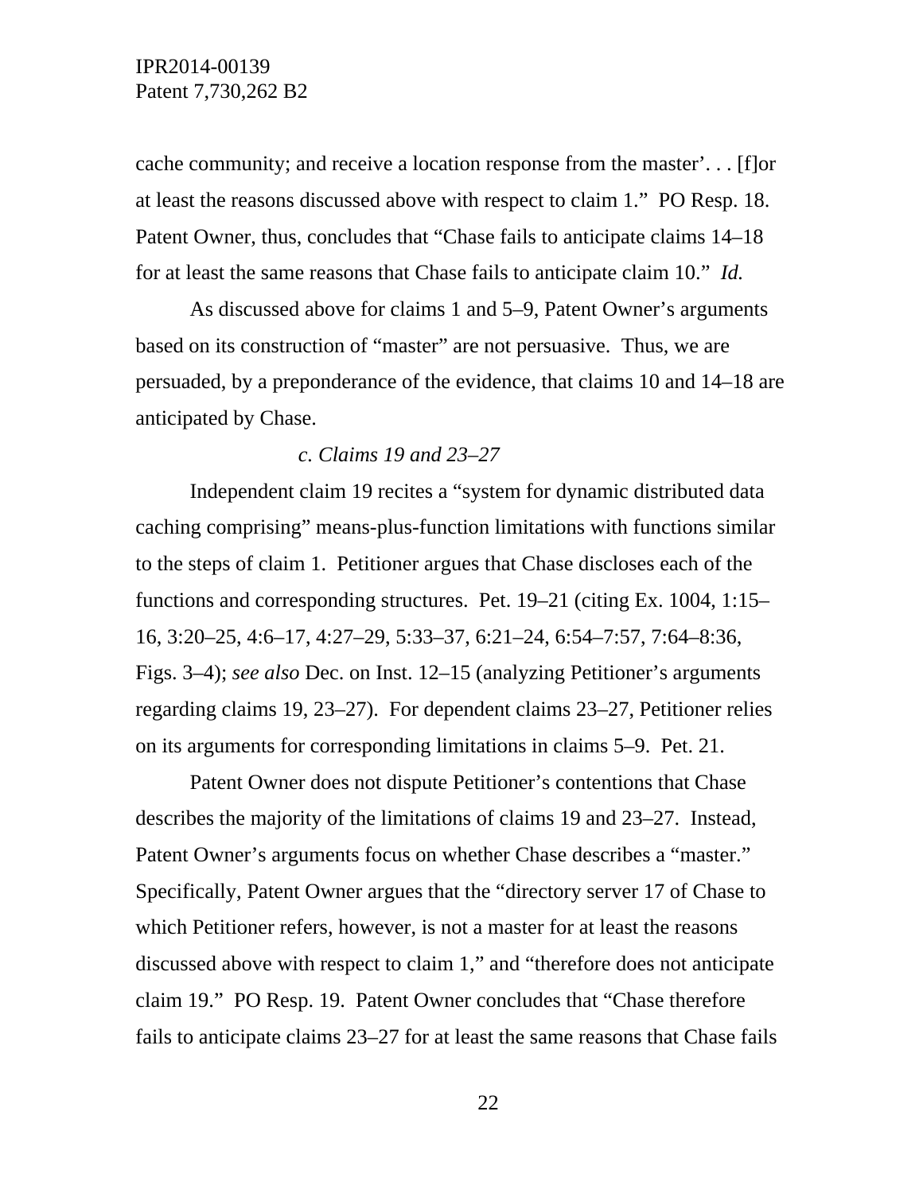cache community; and receive a location response from the master’. . . [f]or at least the reasons discussed above with respect to claim 1.” PO Resp. 18. Patent Owner, thus, concludes that “Chase fails to anticipate claims 14–18 for at least the same reasons that Chase fails to anticipate claim 10.” *Id.*

As discussed above for claims 1 and 5–9, Patent Owner’s arguments based on its construction of “master” are not persuasive. Thus, we are persuaded, by a preponderance of the evidence, that claims 10 and 14–18 are anticipated by Chase.

*c. Claims 19 and 23–27*

Independent claim 19 recites a “system for dynamic distributed data caching comprising” means-plus-function limitations with functions similar to the steps of claim 1. Petitioner argues that Chase discloses each of the functions and corresponding structures. Pet. 19–21 (citing Ex. 1004, 1:15–16, 3:20–25, 4:6–17, 4:27–29, 5:33–37, 6:21–24, 6:54–7:57, 7:64–8:36, Figs. 3–4); *see also* Dec. on Inst. 12–15 (analyzing Petitioner’s arguments regarding claims 19, 23–27). For dependent claims 23–27, Petitioner relies on its arguments for corresponding limitations in claims 5–9. Pet. 21.

Patent Owner does not dispute Petitioner’s contentions that Chase describes the majority of the limitations of claims 19 and 23–27. Instead, Patent Owner’s arguments focus on whether Chase describes a “master.” Specifically, Patent Owner argues that the “directory server 17 of Chase to which Petitioner refers, however, is not a master for at least the reasons discussed above with respect to claim 1,” and “therefore does not anticipate claim 19.” PO Resp. 19. Patent Owner concludes that “Chase therefore fails to anticipate claims 23–27 for at least the same reasons that Chase fails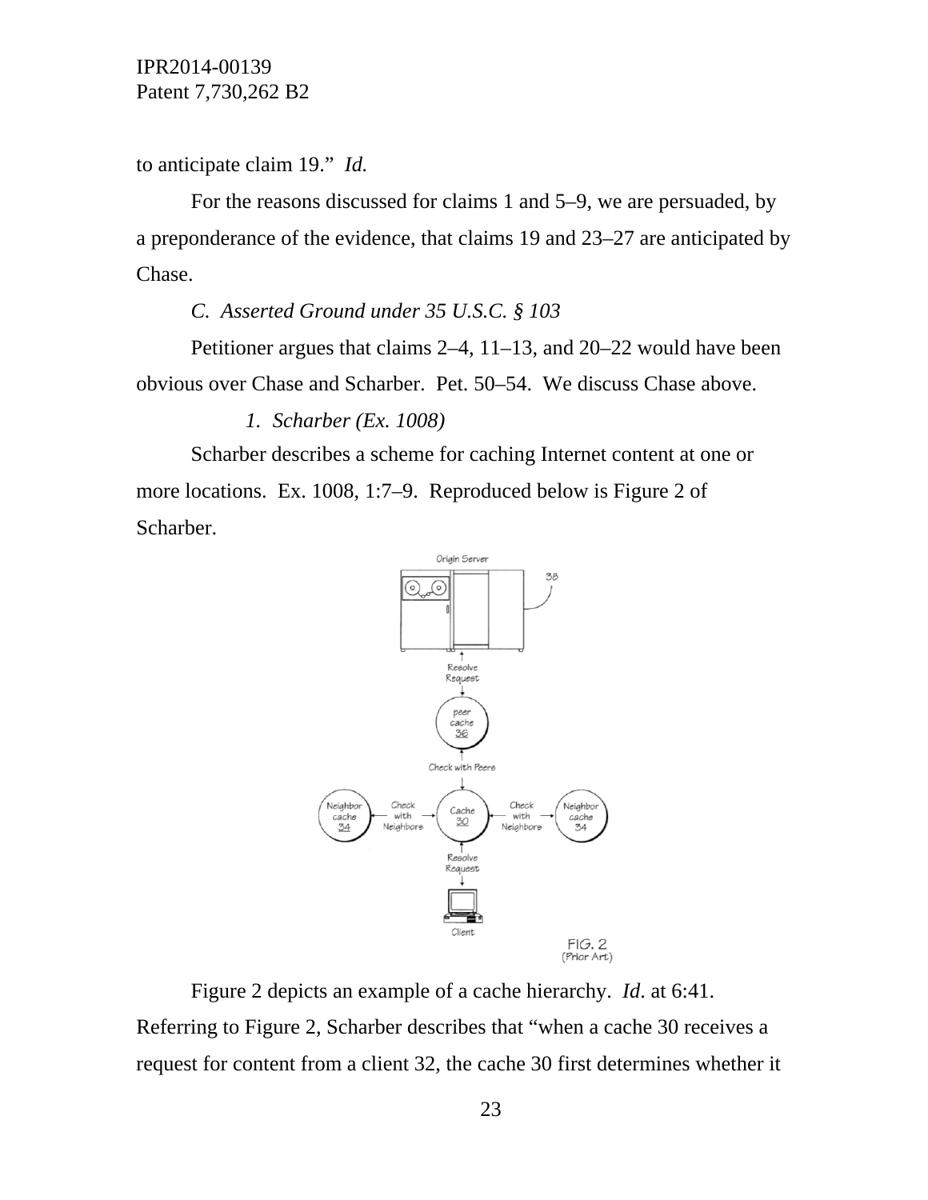to anticipate claim 19." *Id.*

For the reasons discussed for claims 1 and 5–9, we are persuaded, by a preponderance of the evidence, that claims 19 and 23–27 are anticipated by Chase.

*C. Asserted Ground under 35 U.S.C. § 103*

Petitioner argues that claims 2–4, 11–13, and 20–22 would have been obvious over Chase and Scharber. Pet. 50–54. We discuss Chase above.

*1. Scharber (Ex. 1008)*

Scharber describes a scheme for caching Internet content at one or more locations. Ex. 1008, 1:7–9. Reproduced below is Figure 2 of Scharber.

Figure 2 depicts an example of a cache hierarchy. *Id.* at 6:41. Referring to Figure 2, Scharber describes that "when a cache 30 receives a request for content from a client 32, the cache 30 first determines whether it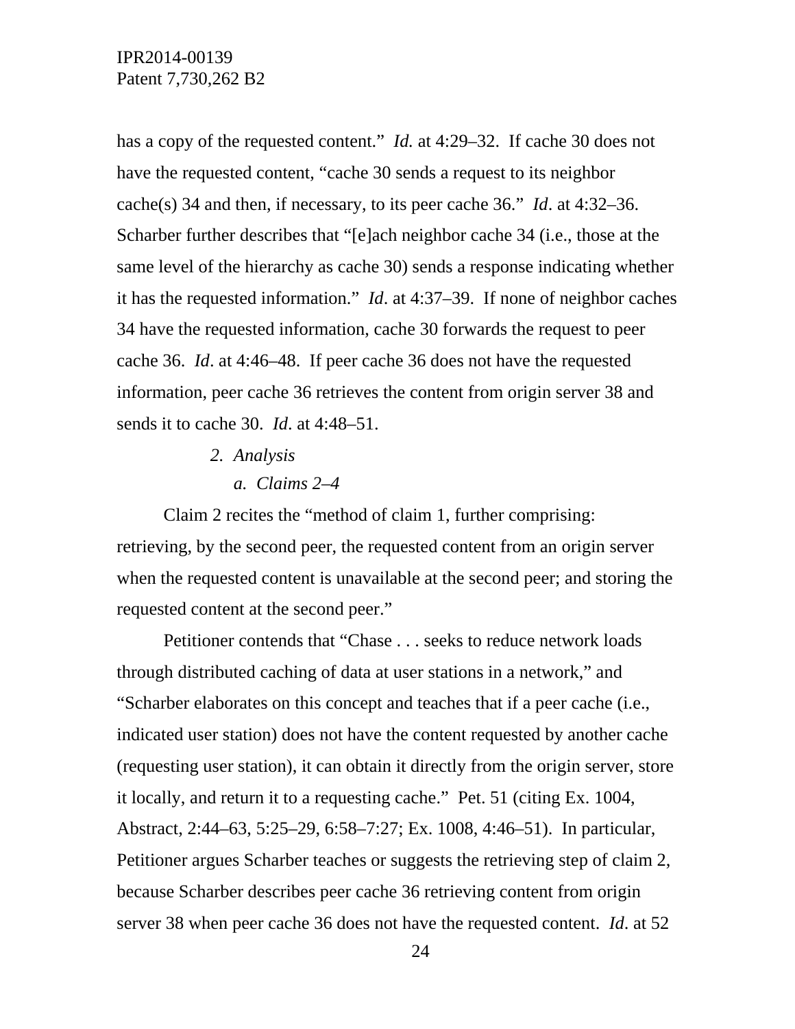has a copy of the requested content." *Id.* at 4:29–32. If cache 30 does not have the requested content, "cache 30 sends a request to its neighbor cache(s) 34 and then, if necessary, to its peer cache 36." *Id*. at 4:32–36. Scharber further describes that "[e]ach neighbor cache 34 (i.e., those at the same level of the hierarchy as cache 30) sends a response indicating whether it has the requested information." *Id*. at 4:37–39. If none of neighbor caches 34 have the requested information, cache 30 forwards the request to peer cache 36. *Id*. at 4:46–48. If peer cache 36 does not have the requested information, peer cache 36 retrieves the content from origin server 38 and sends it to cache 30. *Id*. at 4:48–51.

*2. Analysis*

*a. Claims 2–4*

Claim 2 recites the "method of claim 1, further comprising: retrieving, by the second peer, the requested content from an origin server when the requested content is unavailable at the second peer; and storing the requested content at the second peer."

Petitioner contends that "Chase . . . seeks to reduce network loads through distributed caching of data at user stations in a network," and "Scharber elaborates on this concept and teaches that if a peer cache (i.e., indicated user station) does not have the content requested by another cache (requesting user station), it can obtain it directly from the origin server, store it locally, and return it to a requesting cache." Pet. 51 (citing Ex. 1004, Abstract, 2:44–63, 5:25–29, 6:58–7:27; Ex. 1008, 4:46–51). In particular, Petitioner argues Scharber teaches or suggests the retrieving step of claim 2, because Scharber describes peer cache 36 retrieving content from origin server 38 when peer cache 36 does not have the requested content. *Id*. at 52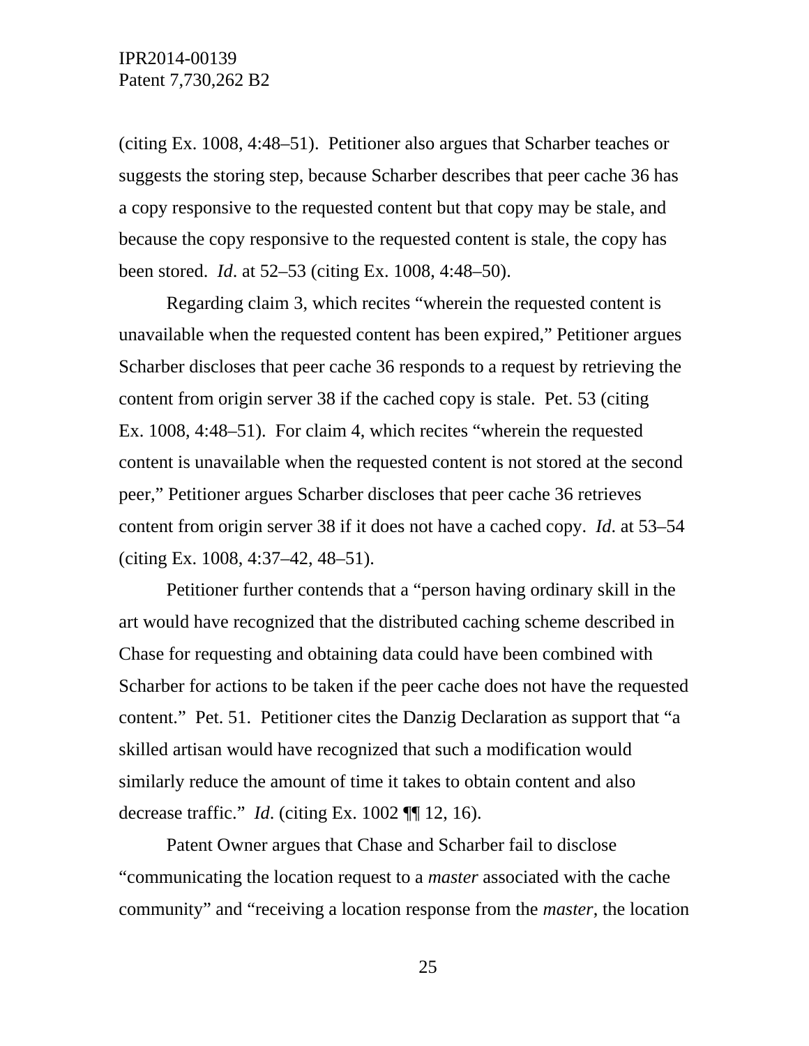(citing Ex. 1008, 4:48–51). Petitioner also argues that Scharber teaches or suggests the storing step, because Scharber describes that peer cache 36 has a copy responsive to the requested content but that copy may be stale, and because the copy responsive to the requested content is stale, the copy has been stored. *Id*. at 52–53 (citing Ex. 1008, 4:48–50).

Regarding claim 3, which recites "wherein the requested content is unavailable when the requested content has been expired," Petitioner argues Scharber discloses that peer cache 36 responds to a request by retrieving the content from origin server 38 if the cached copy is stale. Pet. 53 (citing Ex. 1008, 4:48–51). For claim 4, which recites "wherein the requested content is unavailable when the requested content is not stored at the second peer," Petitioner argues Scharber discloses that peer cache 36 retrieves content from origin server 38 if it does not have a cached copy. *Id*. at 53–54 (citing Ex. 1008, 4:37–42, 48–51).

Petitioner further contends that a "person having ordinary skill in the art would have recognized that the distributed caching scheme described in Chase for requesting and obtaining data could have been combined with Scharber for actions to be taken if the peer cache does not have the requested content." Pet. 51. Petitioner cites the Danzig Declaration as support that "a skilled artisan would have recognized that such a modification would similarly reduce the amount of time it takes to obtain content and also decrease traffic." *Id*. (citing Ex. 1002 ¶¶ 12, 16).

Patent Owner argues that Chase and Scharber fail to disclose "communicating the location request to a *master* associated with the cache community" and "receiving a location response from the *master*, the location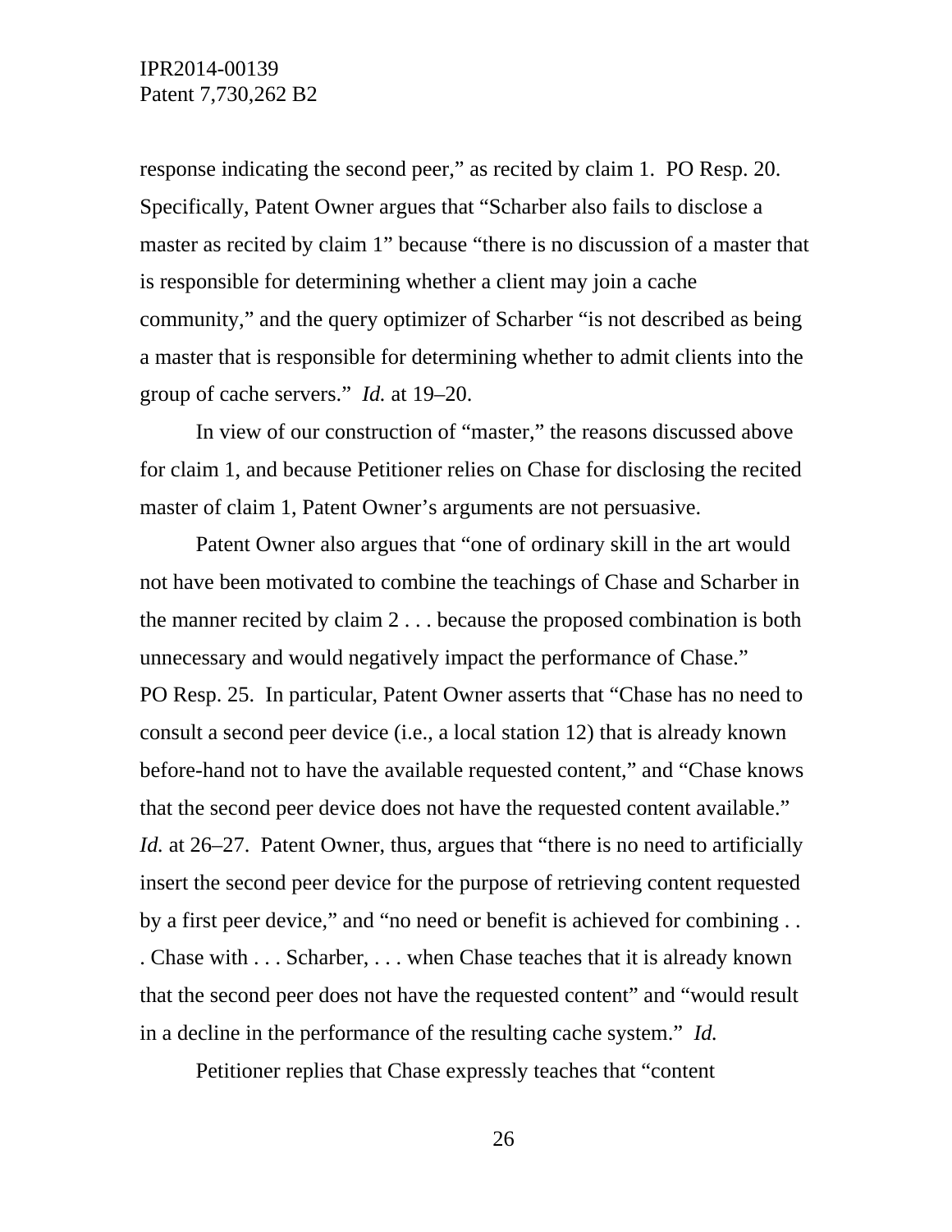response indicating the second peer," as recited by claim 1. PO Resp. 20. Specifically, Patent Owner argues that "Scharber also fails to disclose a master as recited by claim 1" because "there is no discussion of a master that is responsible for determining whether a client may join a cache community," and the query optimizer of Scharber "is not described as being a master that is responsible for determining whether to admit clients into the group of cache servers." *Id.* at 19–20.

In view of our construction of "master," the reasons discussed above for claim 1, and because Petitioner relies on Chase for disclosing the recited master of claim 1, Patent Owner's arguments are not persuasive.

Patent Owner also argues that "one of ordinary skill in the art would not have been motivated to combine the teachings of Chase and Scharber in the manner recited by claim 2 . . . because the proposed combination is both unnecessary and would negatively impact the performance of Chase." PO Resp. 25. In particular, Patent Owner asserts that "Chase has no need to consult a second peer device (i.e., a local station 12) that is already known before-hand not to have the available requested content," and "Chase knows that the second peer device does not have the requested content available." *Id.* at 26–27. Patent Owner, thus, argues that "there is no need to artificially insert the second peer device for the purpose of retrieving content requested by a first peer device," and "no need or benefit is achieved for combining . . . Chase with . . . Scharber, . . . when Chase teaches that it is already known that the second peer does not have the requested content" and "would result in a decline in the performance of the resulting cache system." *Id.*

Petitioner replies that Chase expressly teaches that "content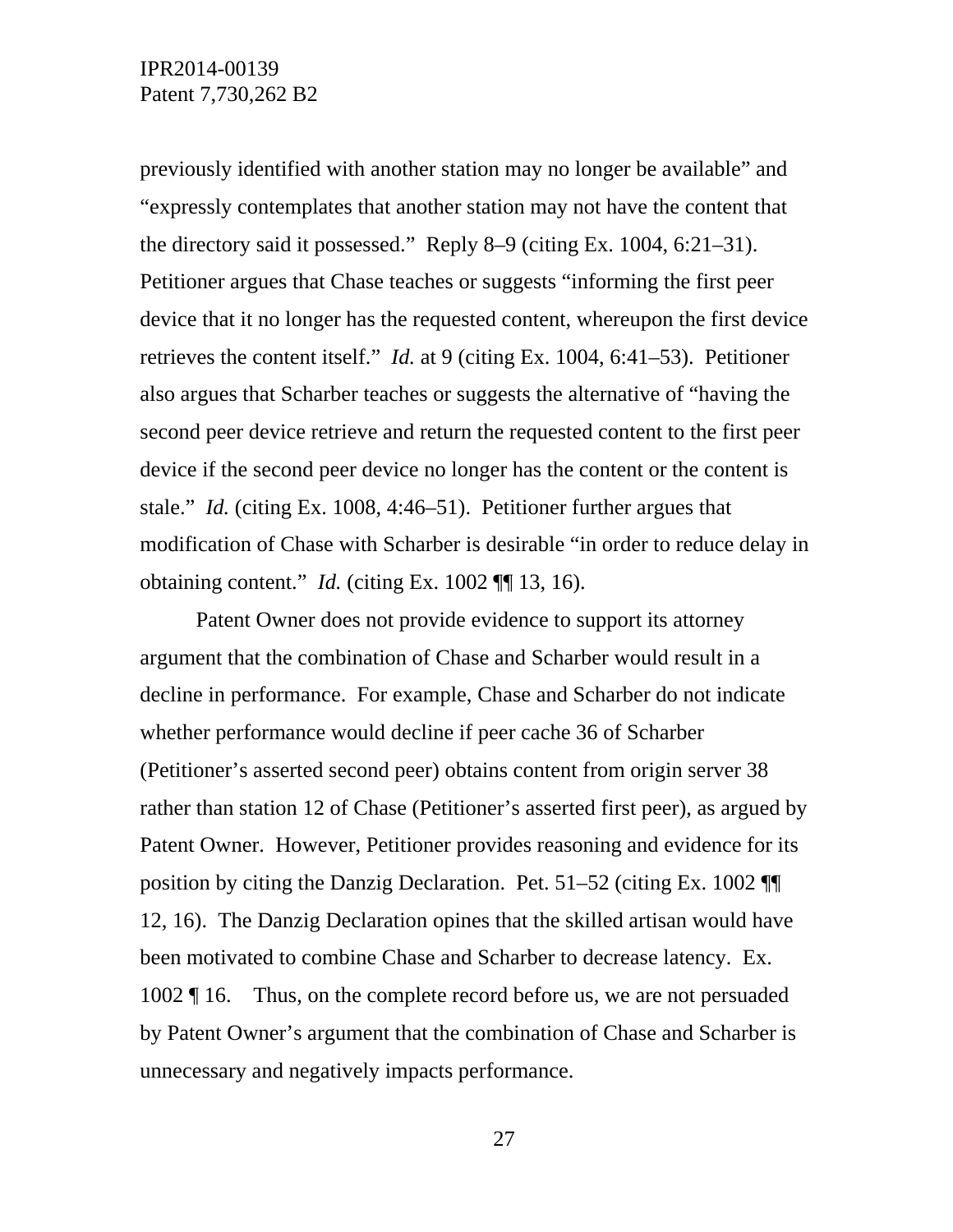previously identified with another station may no longer be available" and "expressly contemplates that another station may not have the content that the directory said it possessed." Reply 8–9 (citing Ex. 1004, 6:21–31). Petitioner argues that Chase teaches or suggests "informing the first peer device that it no longer has the requested content, whereupon the first device retrieves the content itself." *Id.* at 9 (citing Ex. 1004, 6:41–53). Petitioner also argues that Scharber teaches or suggests the alternative of "having the second peer device retrieve and return the requested content to the first peer device if the second peer device no longer has the content or the content is stale." *Id.* (citing Ex. 1008, 4:46–51). Petitioner further argues that modification of Chase with Scharber is desirable "in order to reduce delay in obtaining content." *Id.* (citing Ex. 1002 ¶¶ 13, 16).

Patent Owner does not provide evidence to support its attorney argument that the combination of Chase and Scharber would result in a decline in performance. For example, Chase and Scharber do not indicate whether performance would decline if peer cache 36 of Scharber (Petitioner's asserted second peer) obtains content from origin server 38 rather than station 12 of Chase (Petitioner's asserted first peer), as argued by Patent Owner. However, Petitioner provides reasoning and evidence for its position by citing the Danzig Declaration. Pet. 51–52 (citing Ex. 1002 ¶¶ 12, 16). The Danzig Declaration opines that the skilled artisan would have been motivated to combine Chase and Scharber to decrease latency. Ex. 1002 ¶ 16. Thus, on the complete record before us, we are not persuaded by Patent Owner's argument that the combination of Chase and Scharber is unnecessary and negatively impacts performance.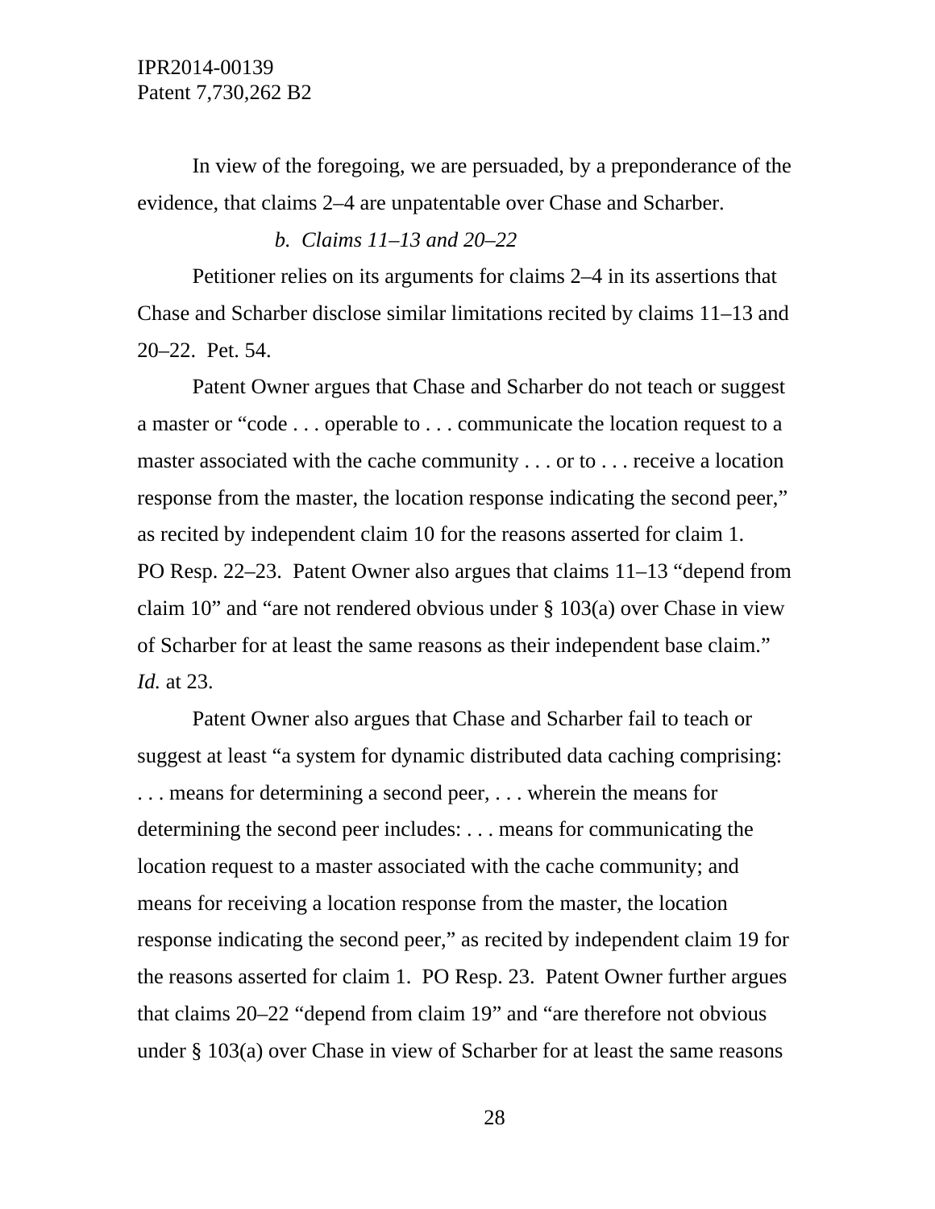In view of the foregoing, we are persuaded, by a preponderance of the evidence, that claims 2–4 are unpatentable over Chase and Scharber.

*b. Claims 11–13 and 20–22*

Petitioner relies on its arguments for claims 2–4 in its assertions that Chase and Scharber disclose similar limitations recited by claims 11–13 and 20–22. Pet. 54.

Patent Owner argues that Chase and Scharber do not teach or suggest a master or "code . . . operable to . . . communicate the location request to a master associated with the cache community . . . or to . . . receive a location response from the master, the location response indicating the second peer," as recited by independent claim 10 for the reasons asserted for claim 1. PO Resp. 22–23. Patent Owner also argues that claims 11–13 "depend from claim 10" and "are not rendered obvious under § 103(a) over Chase in view of Scharber for at least the same reasons as their independent base claim." *Id.* at 23.

Patent Owner also argues that Chase and Scharber fail to teach or suggest at least "a system for dynamic distributed data caching comprising: . . . means for determining a second peer, . . . wherein the means for determining the second peer includes: . . . means for communicating the location request to a master associated with the cache community; and means for receiving a location response from the master, the location response indicating the second peer," as recited by independent claim 19 for the reasons asserted for claim 1. PO Resp. 23. Patent Owner further argues that claims 20–22 "depend from claim 19" and "are therefore not obvious under § 103(a) over Chase in view of Scharber for at least the same reasons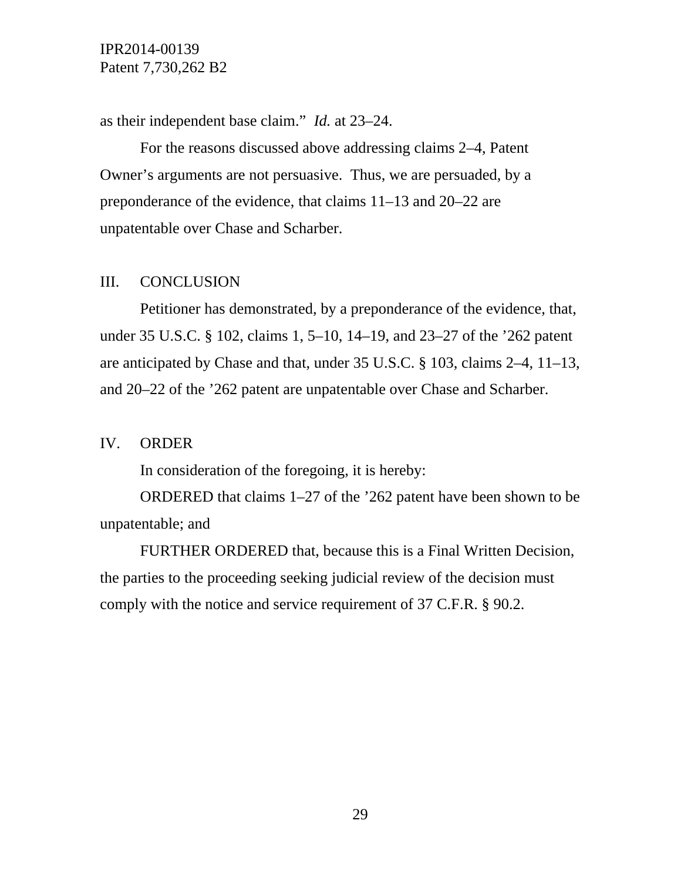as their independent base claim." *Id.* at 23–24.

For the reasons discussed above addressing claims 2–4, Patent Owner's arguments are not persuasive. Thus, we are persuaded, by a preponderance of the evidence, that claims 11–13 and 20–22 are unpatentable over Chase and Scharber.

## III. CONCLUSION

Petitioner has demonstrated, by a preponderance of the evidence, that, under 35 U.S.C. § 102, claims 1, 5–10, 14–19, and 23–27 of the '262 patent are anticipated by Chase and that, under 35 U.S.C. § 103, claims 2–4, 11–13, and 20–22 of the '262 patent are unpatentable over Chase and Scharber.

## IV. ORDER

In consideration of the foregoing, it is hereby:

ORDERED that claims 1–27 of the '262 patent have been shown to be unpatentable; and

FURTHER ORDERED that, because this is a Final Written Decision, the parties to the proceeding seeking judicial review of the decision must comply with the notice and service requirement of 37 C.F.R. § 90.2.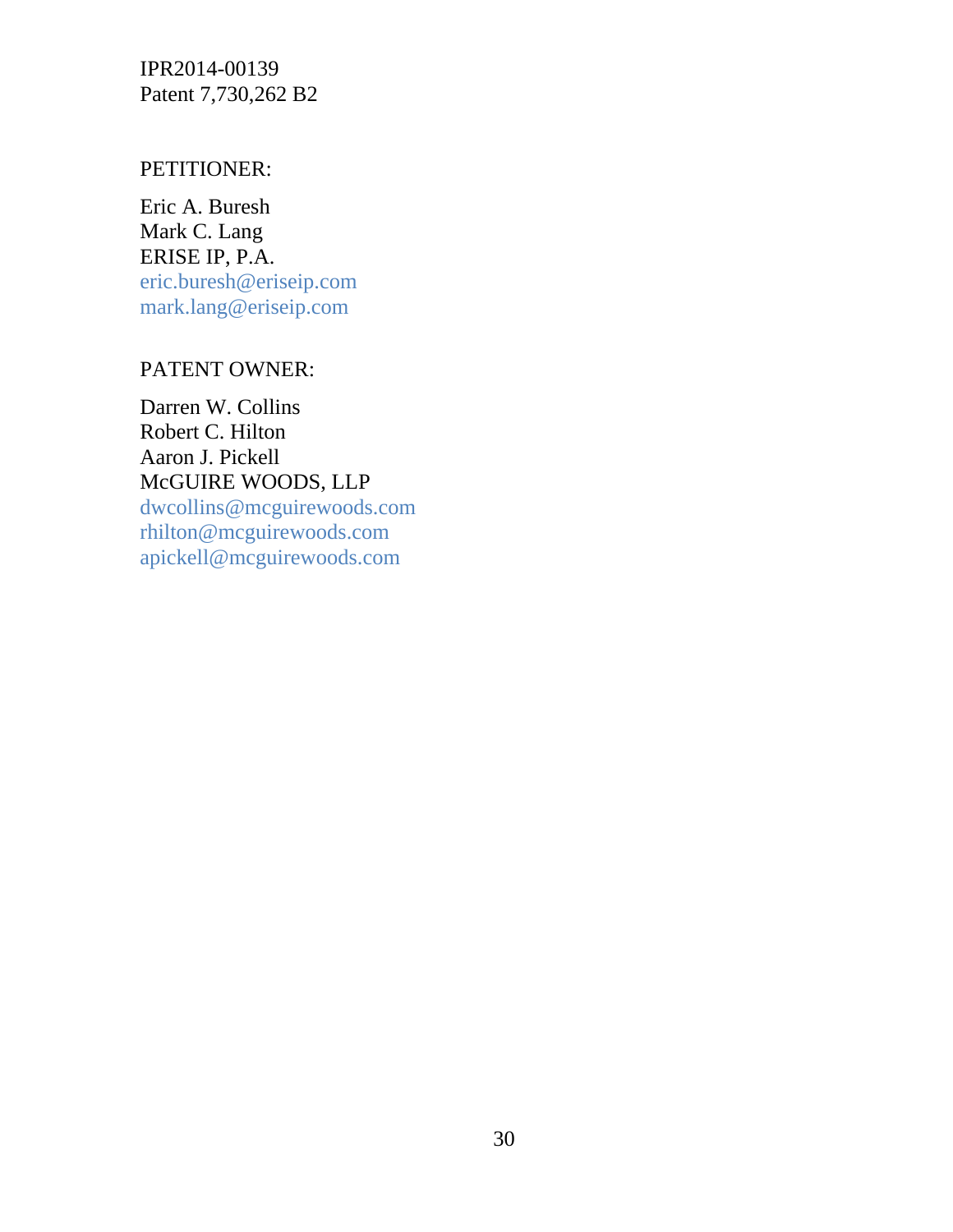IPR2014-00139
Patent 7,730,262 B2

PETITIONER:

Eric A. Buresh
Mark C. Lang
ERISE IP, P.A.
eric.buresh@eriseip.com
mark.lang@eriseip.com

PATENT OWNER:

Darren W. Collins
Robert C. Hilton
Aaron J. Pickell
McGUIRE WOODS, LLP
dwcollins@mcguirewoods.com
rhilton@mcguirewoods.com
apickell@mcguirewoods.com